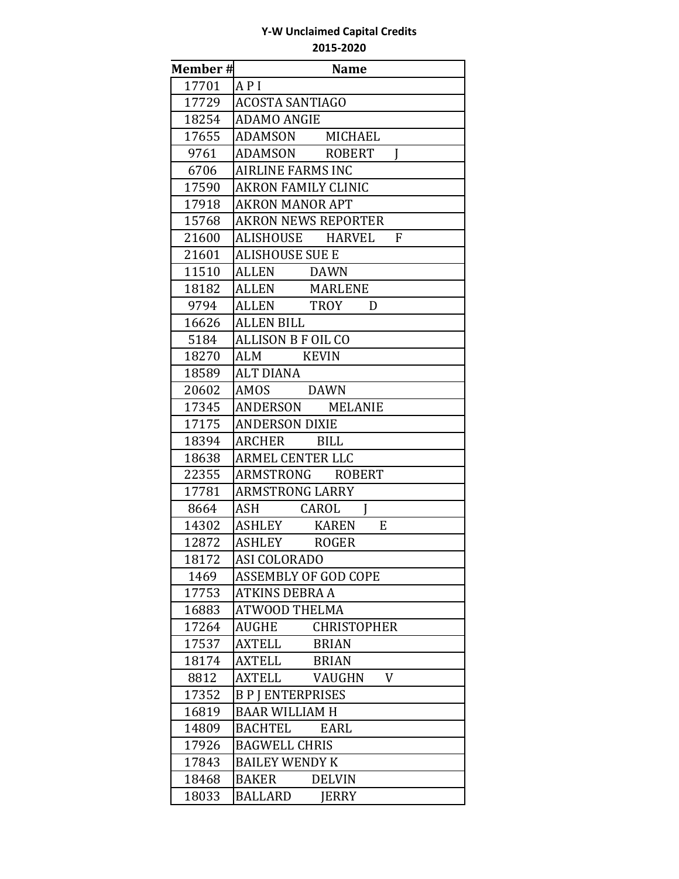**Y-W Unclaimed Capital Credits**

**2015-2020**

| Member # | Name |
|---|---|
| 17701 | A P I |
| 17729 | ACOSTA SANTIAGO |
| 18254 | ADAMO ANGIE |
| 17655 | ADAMSON MICHAEL |
| 9761 | ADAMSON ROBERT J |
| 6706 | AIRLINE FARMS INC |
| 17590 | AKRON FAMILY CLINIC |
| 17918 | AKRON MANOR APT |
| 15768 | AKRON NEWS REPORTER |
| 21600 | ALISHOUSE HARVEL F |
| 21601 | ALISHOUSE SUE E |
| 11510 | ALLEN DAWN |
| 18182 | ALLEN MARLENE |
| 9794 | ALLEN TROY D |
| 16626 | ALLEN BILL |
| 5184 | ALLISON B F OIL CO |
| 18270 | ALM KEVIN |
| 18589 | ALT DIANA |
| 20602 | AMOS DAWN |
| 17345 | ANDERSON MELANIE |
| 17175 | ANDERSON DIXIE |
| 18394 | ARCHER BILL |
| 18638 | ARMEL CENTER LLC |
| 22355 | ARMSTRONG ROBERT |
| 17781 | ARMSTRONG LARRY |
| 8664 | ASH CAROL J |
| 14302 | ASHLEY KAREN E |
| 12872 | ASHLEY ROGER |
| 18172 | ASI COLORADO |
| 1469 | ASSEMBLY OF GOD COPE |
| 17753 | ATKINS DEBRA A |
| 16883 | ATWOOD THELMA |
| 17264 | AUGHE CHRISTOPHER |
| 17537 | AXTELL BRIAN |
| 18174 | AXTELL BRIAN |
| 8812 | AXTELL VAUGHN V |
| 17352 | B P J ENTERPRISES |
| 16819 | BAAR WILLIAM H |
| 14809 | BACHTEL EARL |
| 17926 | BAGWELL CHRIS |
| 17843 | BAILEY WENDY K |
| 18468 | BAKER DELVIN |
| 18033 | BALLARD JERRY |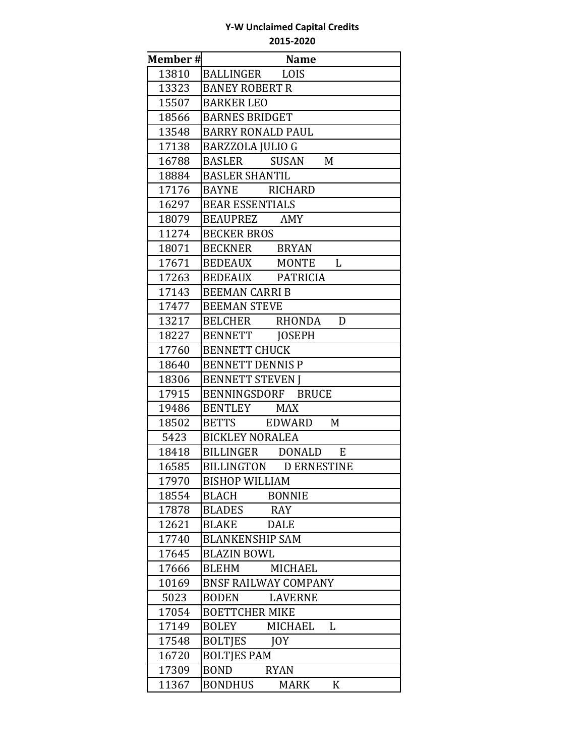**Y-W Unclaimed Capital Credits**

**2015-2020**

| Member # | Name |
|---|---|
| 13810 | BALLINGER LOIS |
| 13323 | BANEY ROBERT R |
| 15507 | BARKER LEO |
| 18566 | BARNES BRIDGET |
| 13548 | BARRY RONALD PAUL |
| 17138 | BARZZOLA JULIO G |
| 16788 | BASLER SUSAN M |
| 18884 | BASLER SHANTIL |
| 17176 | BAYNE RICHARD |
| 16297 | BEAR ESSENTIALS |
| 18079 | BEAUPREZ AMY |
| 11274 | BECKER BROS |
| 18071 | BECKNER BRYAN |
| 17671 | BEDEAUX MONTE L |
| 17263 | BEDEAUX PATRICIA |
| 17143 | BEEMAN CARRI B |
| 17477 | BEEMAN STEVE |
| 13217 | BELCHER RHONDA D |
| 18227 | BENNETT JOSEPH |
| 17760 | BENNETT CHUCK |
| 18640 | BENNETT DENNIS P |
| 18306 | BENNETT STEVEN J |
| 17915 | BENNINGSDORF BRUCE |
| 19486 | BENTLEY MAX |
| 18502 | BETTS EDWARD M |
| 5423 | BICKLEY NORALEA |
| 18418 | BILLINGER DONALD E |
| 16585 | BILLINGTON D ERNESTINE |
| 17970 | BISHOP WILLIAM |
| 18554 | BLACH BONNIE |
| 17878 | BLADES RAY |
| 12621 | BLAKE DALE |
| 17740 | BLANKENSHIP SAM |
| 17645 | BLAZIN BOWL |
| 17666 | BLEHM MICHAEL |
| 10169 | BNSF RAILWAY COMPANY |
| 5023 | BODEN LAVERNE |
| 17054 | BOETTCHER MIKE |
| 17149 | BOLEY MICHAEL L |
| 17548 | BOLTJES JOY |
| 16720 | BOLTJES PAM |
| 17309 | BOND RYAN |
| 11367 | BONDHUS MARK K |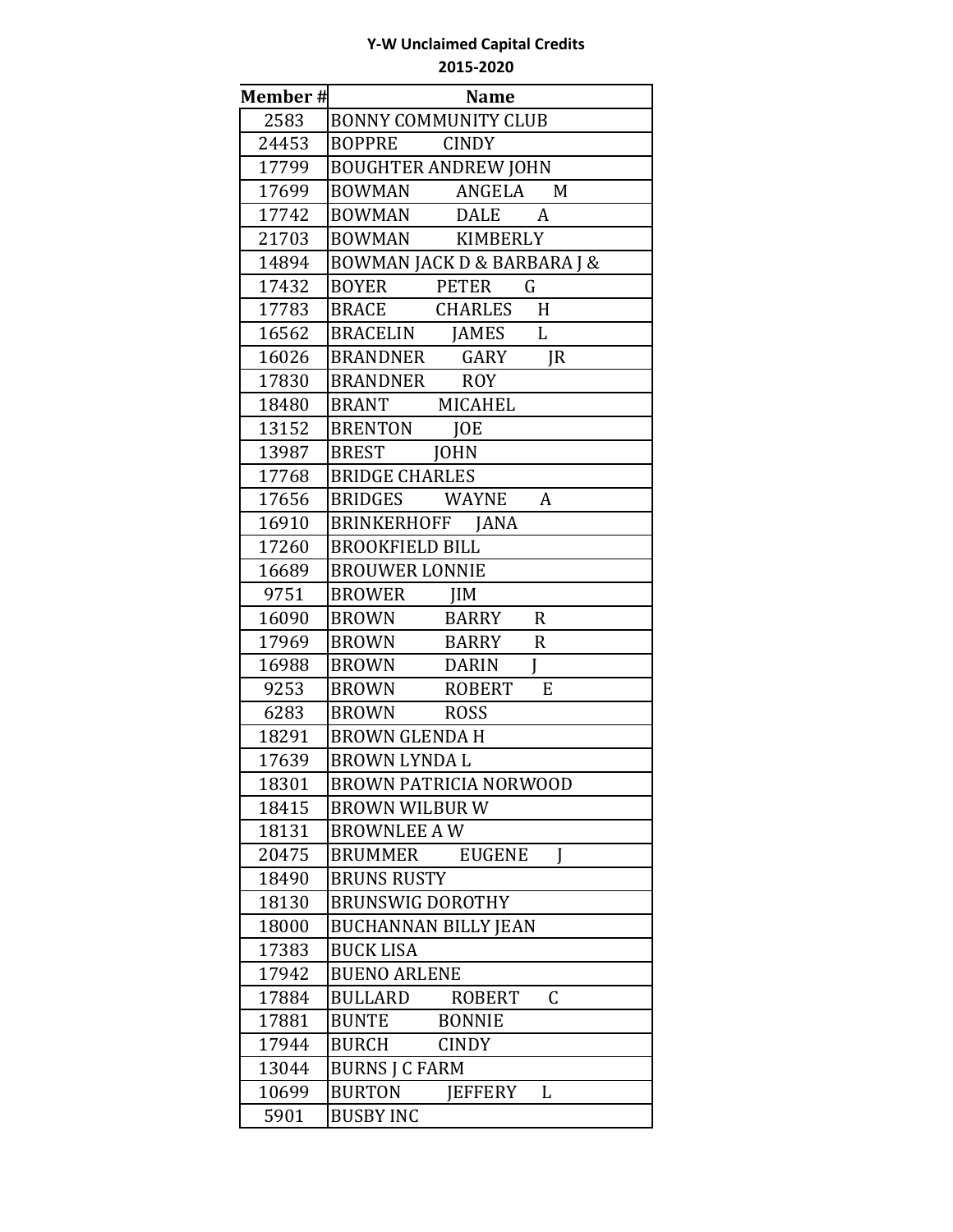**Y-W Unclaimed Capital Credits**
**2015-2020**

| Member # | Name |
|---|---|
| 2583 | BONNY COMMUNITY CLUB |
| 24453 | BOPPRE CINDY |
| 17799 | BOUGHTER ANDREW JOHN |
| 17699 | BOWMAN ANGELA M |
| 17742 | BOWMAN DALE A |
| 21703 | BOWMAN KIMBERLY |
| 14894 | BOWMAN JACK D & BARBARA J & |
| 17432 | BOYER PETER G |
| 17783 | BRACE CHARLES H |
| 16562 | BRACELIN JAMES L |
| 16026 | BRANDNER GARY JR |
| 17830 | BRANDNER ROY |
| 18480 | BRANT MICAHEL |
| 13152 | BRENTON JOE |
| 13987 | BREST JOHN |
| 17768 | BRIDGE CHARLES |
| 17656 | BRIDGES WAYNE A |
| 16910 | BRINKERHOFF JANA |
| 17260 | BROOKFIELD BILL |
| 16689 | BROUWER LONNIE |
| 9751 | BROWER JIM |
| 16090 | BROWN BARRY R |
| 17969 | BROWN BARRY R |
| 16988 | BROWN DARIN J |
| 9253 | BROWN ROBERT E |
| 6283 | BROWN ROSS |
| 18291 | BROWN GLENDA H |
| 17639 | BROWN LYNDA L |
| 18301 | BROWN PATRICIA NORWOOD |
| 18415 | BROWN WILBUR W |
| 18131 | BROWNLEE A W |
| 20475 | BRUMMER EUGENE J |
| 18490 | BRUNS RUSTY |
| 18130 | BRUNSWIG DOROTHY |
| 18000 | BUCHANNAN BILLY JEAN |
| 17383 | BUCK LISA |
| 17942 | BUENO ARLENE |
| 17884 | BULLARD ROBERT C |
| 17881 | BUNTE BONNIE |
| 17944 | BURCH CINDY |
| 13044 | BURNS J C FARM |
| 10699 | BURTON JEFFERY L |
| 5901 | BUSBY INC |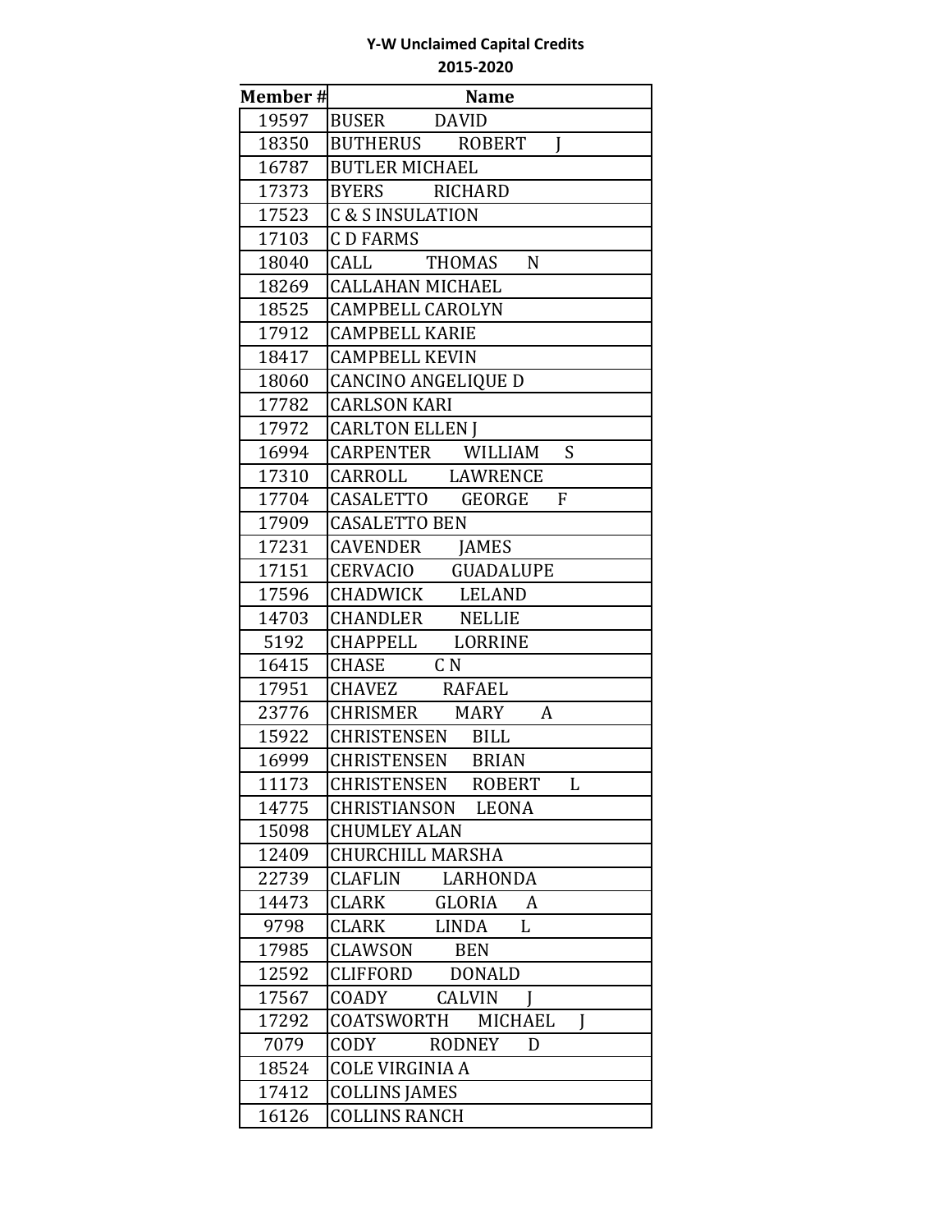**Y-W Unclaimed Capital Credits**

**2015-2020**

| Member # | Name |
|---|---|
| 19597 | BUSER DAVID |
| 18350 | BUTHERUS ROBERT J |
| 16787 | BUTLER MICHAEL |
| 17373 | BYERS RICHARD |
| 17523 | C & S INSULATION |
| 17103 | C D FARMS |
| 18040 | CALL THOMAS N |
| 18269 | CALLAHAN MICHAEL |
| 18525 | CAMPBELL CAROLYN |
| 17912 | CAMPBELL KARIE |
| 18417 | CAMPBELL KEVIN |
| 18060 | CANCINO ANGELIQUE D |
| 17782 | CARLSON KARI |
| 17972 | CARLTON ELLEN J |
| 16994 | CARPENTER WILLIAM S |
| 17310 | CARROLL LAWRENCE |
| 17704 | CASALETTO GEORGE F |
| 17909 | CASALETTO BEN |
| 17231 | CAVENDER JAMES |
| 17151 | CERVACIO GUADALUPE |
| 17596 | CHADWICK LELAND |
| 14703 | CHANDLER NELLIE |
| 5192 | CHAPPELL LORRINE |
| 16415 | CHASE C N |
| 17951 | CHAVEZ RAFAEL |
| 23776 | CHRISMER MARY A |
| 15922 | CHRISTENSEN BILL |
| 16999 | CHRISTENSEN BRIAN |
| 11173 | CHRISTENSEN ROBERT L |
| 14775 | CHRISTIANSON LEONA |
| 15098 | CHUMLEY ALAN |
| 12409 | CHURCHILL MARSHA |
| 22739 | CLAFLIN LARHONDA |
| 14473 | CLARK GLORIA A |
| 9798 | CLARK LINDA L |
| 17985 | CLAWSON BEN |
| 12592 | CLIFFORD DONALD |
| 17567 | COADY CALVIN J |
| 17292 | COATSWORTH MICHAEL J |
| 7079 | CODY RODNEY D |
| 18524 | COLE VIRGINIA A |
| 17412 | COLLINS JAMES |
| 16126 | COLLINS RANCH |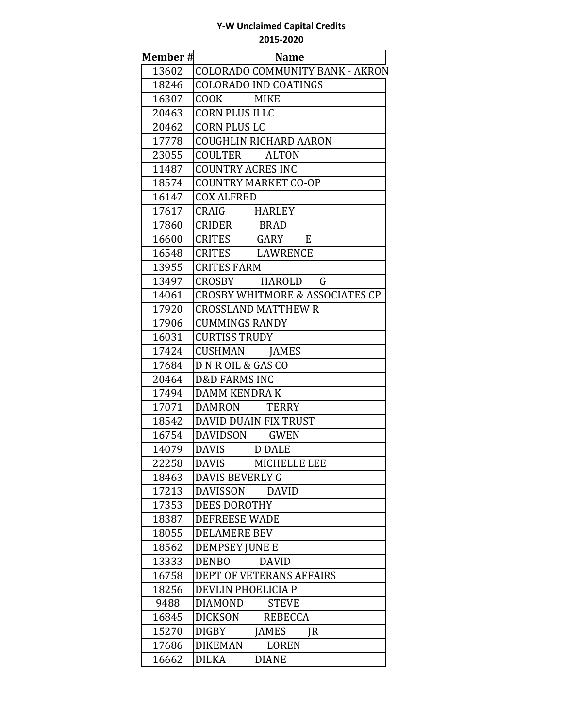**Y-W Unclaimed Capital Credits**

**2015-2020**

| Member # | Name |
|---|---|
| 13602 | COLORADO COMMUNITY BANK - AKRON |
| 18246 | COLORADO IND COATINGS |
| 16307 | COOK MIKE |
| 20463 | CORN PLUS II LC |
| 20462 | CORN PLUS LC |
| 17778 | COUGHLIN RICHARD AARON |
| 23055 | COULTER ALTON |
| 11487 | COUNTRY ACRES INC |
| 18574 | COUNTRY MARKET CO-OP |
| 16147 | COX ALFRED |
| 17617 | CRAIG HARLEY |
| 17860 | CRIDER BRAD |
| 16600 | CRITES GARY E |
| 16548 | CRITES LAWRENCE |
| 13955 | CRITES FARM |
| 13497 | CROSBY HAROLD G |
| 14061 | CROSBY WHITMORE & ASSOCIATES CP |
| 17920 | CROSSLAND MATTHEW R |
| 17906 | CUMMINGS RANDY |
| 16031 | CURTISS TRUDY |
| 17424 | CUSHMAN JAMES |
| 17684 | D N R OIL & GAS CO |
| 20464 | D&D FARMS INC |
| 17494 | DAMM KENDRA K |
| 17071 | DAMRON TERRY |
| 18542 | DAVID DUAIN FIX TRUST |
| 16754 | DAVIDSON GWEN |
| 14079 | DAVIS D DALE |
| 22258 | DAVIS MICHELLE LEE |
| 18463 | DAVIS BEVERLY G |
| 17213 | DAVISSON DAVID |
| 17353 | DEES DOROTHY |
| 18387 | DEFREESE WADE |
| 18055 | DELAMERE BEV |
| 18562 | DEMPSEY JUNE E |
| 13333 | DENBO DAVID |
| 16758 | DEPT OF VETERANS AFFAIRS |
| 18256 | DEVLIN PHOELICIA P |
| 9488 | DIAMOND STEVE |
| 16845 | DICKSON REBECCA |
| 15270 | DIGBY JAMES JR |
| 17686 | DIKEMAN LOREN |
| 16662 | DILKA DIANE |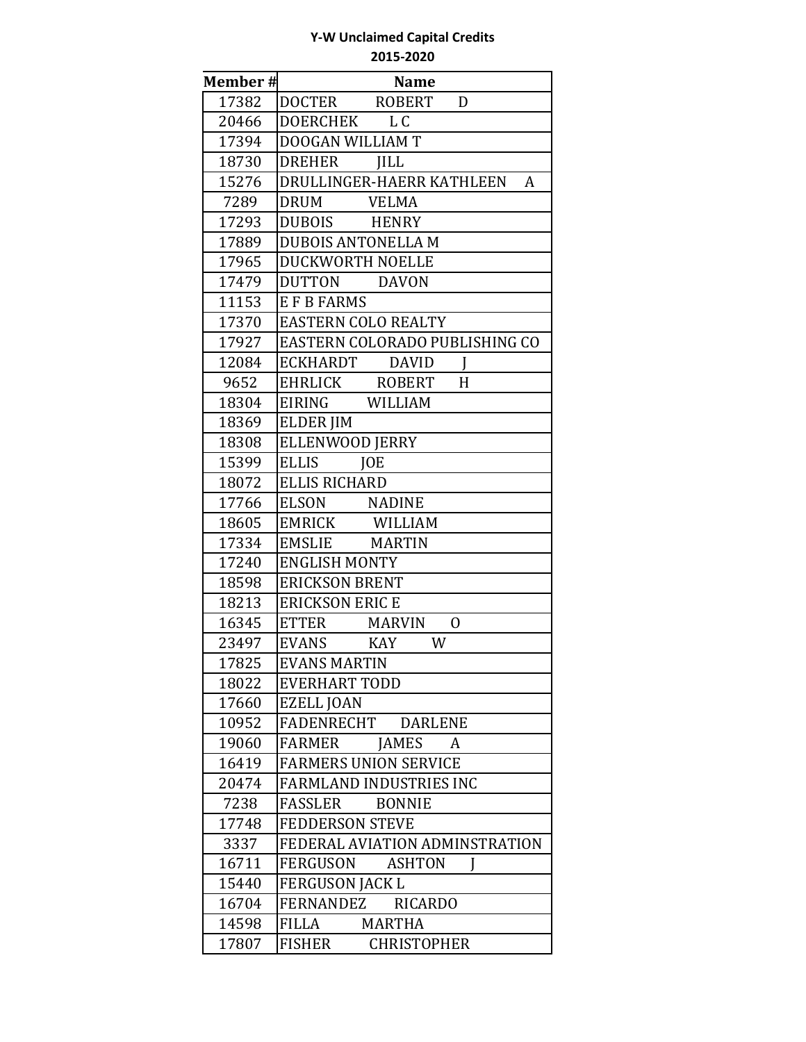**Y-W Unclaimed Capital Credits**

**2015-2020**

| Member # | Name |
|---|---|
| 17382 | DOCTER ROBERT D |
| 20466 | DOERCHEK L C |
| 17394 | DOOGAN WILLIAM T |
| 18730 | DREHER JILL |
| 15276 | DRULLINGER-HAERR KATHLEEN A |
| 7289 | DRUM VELMA |
| 17293 | DUBOIS HENRY |
| 17889 | DUBOIS ANTONELLA M |
| 17965 | DUCKWORTH NOELLE |
| 17479 | DUTTON DAVON |
| 11153 | E F B FARMS |
| 17370 | EASTERN COLO REALTY |
| 17927 | EASTERN COLORADO PUBLISHING CO |
| 12084 | ECKHARDT DAVID J |
| 9652 | EHRLICK ROBERT H |
| 18304 | EIRING WILLIAM |
| 18369 | ELDER JIM |
| 18308 | ELLENWOOD JERRY |
| 15399 | ELLIS JOE |
| 18072 | ELLIS RICHARD |
| 17766 | ELSON NADINE |
| 18605 | EMRICK WILLIAM |
| 17334 | EMSLIE MARTIN |
| 17240 | ENGLISH MONTY |
| 18598 | ERICKSON BRENT |
| 18213 | ERICKSON ERIC E |
| 16345 | ETTER MARVIN O |
| 23497 | EVANS KAY W |
| 17825 | EVANS MARTIN |
| 18022 | EVERHART TODD |
| 17660 | EZELL JOAN |
| 10952 | FADENRECHT DARLENE |
| 19060 | FARMER JAMES A |
| 16419 | FARMERS UNION SERVICE |
| 20474 | FARMLAND INDUSTRIES INC |
| 7238 | FASSLER BONNIE |
| 17748 | FEDDERSON STEVE |
| 3337 | FEDERAL AVIATION ADMINSTRATION |
| 16711 | FERGUSON ASHTON J |
| 15440 | FERGUSON JACK L |
| 16704 | FERNANDEZ RICARDO |
| 14598 | FILLA MARTHA |
| 17807 | FISHER CHRISTOPHER |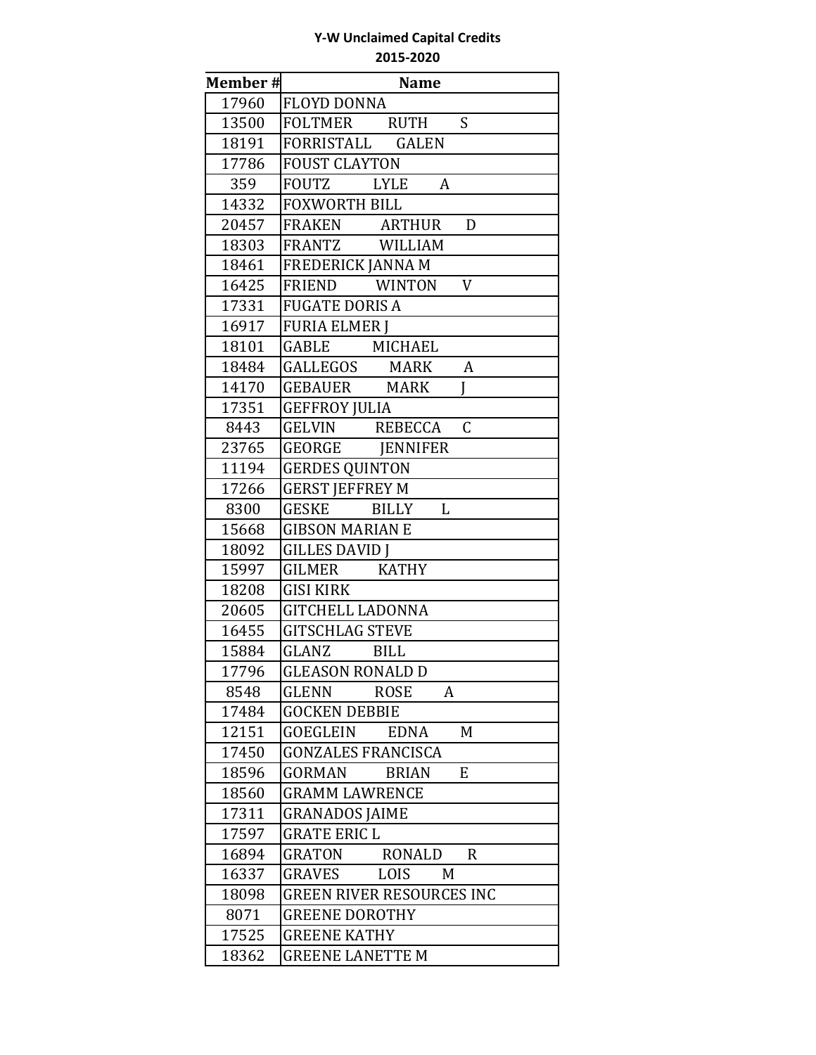**Y-W Unclaimed Capital Credits**

**2015-2020**

| Member # | Name |
|---|---|
| 17960 | FLOYD DONNA |
| 13500 | FOLTMER RUTH S |
| 18191 | FORRISTALL GALEN |
| 17786 | FOUST CLAYTON |
| 359 | FOUTZ LYLE A |
| 14332 | FOXWORTH BILL |
| 20457 | FRAKEN ARTHUR D |
| 18303 | FRANTZ WILLIAM |
| 18461 | FREDERICK JANNA M |
| 16425 | FRIEND WINTON V |
| 17331 | FUGATE DORIS A |
| 16917 | FURIA ELMER J |
| 18101 | GABLE MICHAEL |
| 18484 | GALLEGOS MARK A |
| 14170 | GEBAUER MARK J |
| 17351 | GEFFROY JULIA |
| 8443 | GELVIN REBECCA C |
| 23765 | GEORGE JENNIFER |
| 11194 | GERDES QUINTON |
| 17266 | GERST JEFFREY M |
| 8300 | GESKE BILLY L |
| 15668 | GIBSON MARIAN E |
| 18092 | GILLES DAVID J |
| 15997 | GILMER KATHY |
| 18208 | GISI KIRK |
| 20605 | GITCHELL LADONNA |
| 16455 | GITSCHLAG STEVE |
| 15884 | GLANZ BILL |
| 17796 | GLEASON RONALD D |
| 8548 | GLENN ROSE A |
| 17484 | GOCKEN DEBBIE |
| 12151 | GOEGLEIN EDNA M |
| 17450 | GONZALES FRANCISCA |
| 18596 | GORMAN BRIAN E |
| 18560 | GRAMM LAWRENCE |
| 17311 | GRANADOS JAIME |
| 17597 | GRATE ERIC L |
| 16894 | GRATON RONALD R |
| 16337 | GRAVES LOIS M |
| 18098 | GREEN RIVER RESOURCES INC |
| 8071 | GREENE DOROTHY |
| 17525 | GREENE KATHY |
| 18362 | GREENE LANETTE M |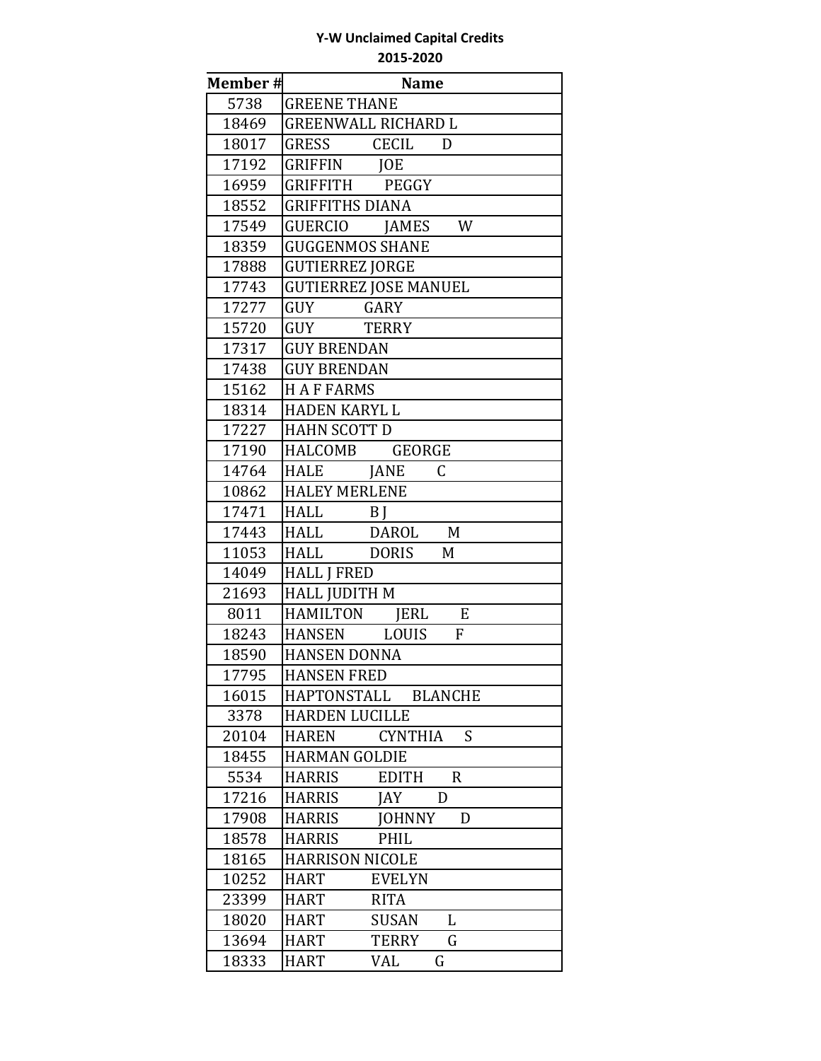**Y-W Unclaimed Capital Credits**
**2015-2020**

| Member # | Name |
|---|---|
| 5738 | GREENE THANE |
| 18469 | GREENWALL RICHARD L |
| 18017 | GRESS CECIL D |
| 17192 | GRIFFIN JOE |
| 16959 | GRIFFITH PEGGY |
| 18552 | GRIFFITHS DIANA |
| 17549 | GUERCIO JAMES W |
| 18359 | GUGGENMOS SHANE |
| 17888 | GUTIERREZ JORGE |
| 17743 | GUTIERREZ JOSE MANUEL |
| 17277 | GUY GARY |
| 15720 | GUY TERRY |
| 17317 | GUY BRENDAN |
| 17438 | GUY BRENDAN |
| 15162 | H A F FARMS |
| 18314 | HADEN KARYL L |
| 17227 | HAHN SCOTT D |
| 17190 | HALCOMB GEORGE |
| 14764 | HALE JANE C |
| 10862 | HALEY MERLENE |
| 17471 | HALL B J |
| 17443 | HALL DAROL M |
| 11053 | HALL DORIS M |
| 14049 | HALL J FRED |
| 21693 | HALL JUDITH M |
| 8011 | HAMILTON JERL E |
| 18243 | HANSEN LOUIS F |
| 18590 | HANSEN DONNA |
| 17795 | HANSEN FRED |
| 16015 | HAPTONSTALL BLANCHE |
| 3378 | HARDEN LUCILLE |
| 20104 | HAREN CYNTHIA S |
| 18455 | HARMAN GOLDIE |
| 5534 | HARRIS EDITH R |
| 17216 | HARRIS JAY D |
| 17908 | HARRIS JOHNNY D |
| 18578 | HARRIS PHIL |
| 18165 | HARRISON NICOLE |
| 10252 | HART EVELYN |
| 23399 | HART RITA |
| 18020 | HART SUSAN L |
| 13694 | HART TERRY G |
| 18333 | HART VAL G |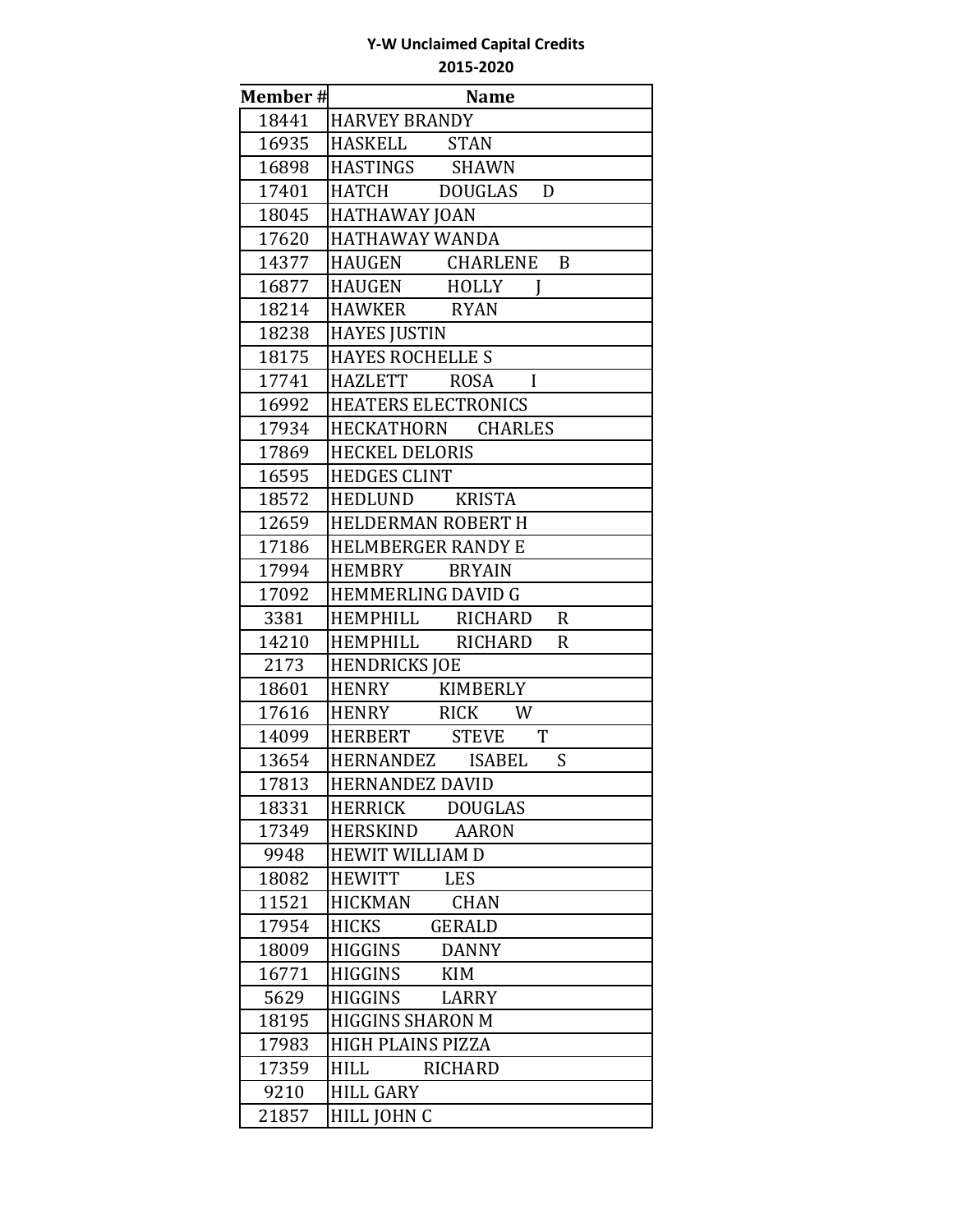**Y-W Unclaimed Capital Credits**
**2015-2020**

| Member # | Name |
|---|---|
| 18441 | HARVEY BRANDY |
| 16935 | HASKELL STAN |
| 16898 | HASTINGS SHAWN |
| 17401 | HATCH DOUGLAS D |
| 18045 | HATHAWAY JOAN |
| 17620 | HATHAWAY WANDA |
| 14377 | HAUGEN CHARLENE B |
| 16877 | HAUGEN HOLLY J |
| 18214 | HAWKER RYAN |
| 18238 | HAYES JUSTIN |
| 18175 | HAYES ROCHELLE S |
| 17741 | HAZLETT ROSA I |
| 16992 | HEATERS ELECTRONICS |
| 17934 | HECKATHORN CHARLES |
| 17869 | HECKEL DELORIS |
| 16595 | HEDGES CLINT |
| 18572 | HEDLUND KRISTA |
| 12659 | HELDERMAN ROBERT H |
| 17186 | HELMBERGER RANDY E |
| 17994 | HEMBRY BRYAIN |
| 17092 | HEMMERLING DAVID G |
| 3381 | HEMPHILL RICHARD R |
| 14210 | HEMPHILL RICHARD R |
| 2173 | HENDRICKS JOE |
| 18601 | HENRY KIMBERLY |
| 17616 | HENRY RICK W |
| 14099 | HERBERT STEVE T |
| 13654 | HERNANDEZ ISABEL S |
| 17813 | HERNANDEZ DAVID |
| 18331 | HERRICK DOUGLAS |
| 17349 | HERSKIND AARON |
| 9948 | HEWIT WILLIAM D |
| 18082 | HEWITT LES |
| 11521 | HICKMAN CHAN |
| 17954 | HICKS GERALD |
| 18009 | HIGGINS DANNY |
| 16771 | HIGGINS KIM |
| 5629 | HIGGINS LARRY |
| 18195 | HIGGINS SHARON M |
| 17983 | HIGH PLAINS PIZZA |
| 17359 | HILL RICHARD |
| 9210 | HILL GARY |
| 21857 | HILL JOHN C |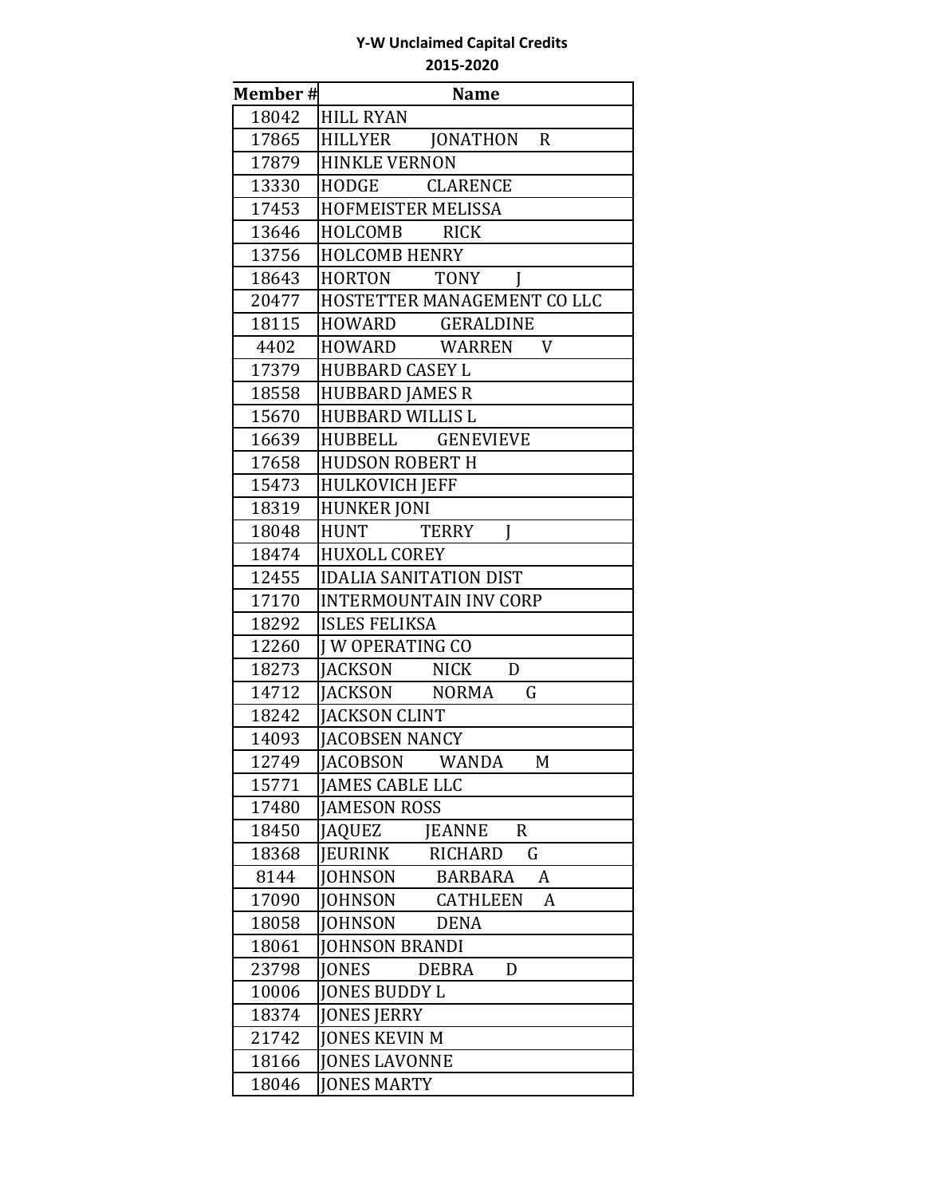**Y-W Unclaimed Capital Credits**
**2015-2020**

| Member # | Name |
|---|---|
| 18042 | HILL RYAN |
| 17865 | HILLYER JONATHON R |
| 17879 | HINKLE VERNON |
| 13330 | HODGE CLARENCE |
| 17453 | HOFMEISTER MELISSA |
| 13646 | HOLCOMB RICK |
| 13756 | HOLCOMB HENRY |
| 18643 | HORTON TONY J |
| 20477 | HOSTETTER MANAGEMENT CO LLC |
| 18115 | HOWARD GERALDINE |
| 4402 | HOWARD WARREN V |
| 17379 | HUBBARD CASEY L |
| 18558 | HUBBARD JAMES R |
| 15670 | HUBBARD WILLIS L |
| 16639 | HUBBELL GENEVIEVE |
| 17658 | HUDSON ROBERT H |
| 15473 | HULKOVICH JEFF |
| 18319 | HUNKER JONI |
| 18048 | HUNT TERRY J |
| 18474 | HUXOLL COREY |
| 12455 | IDALIA SANITATION DIST |
| 17170 | INTERMOUNTAIN INV CORP |
| 18292 | ISLES FELIKSA |
| 12260 | J W OPERATING CO |
| 18273 | JACKSON NICK D |
| 14712 | JACKSON NORMA G |
| 18242 | JACKSON CLINT |
| 14093 | JACOBSEN NANCY |
| 12749 | JACOBSON WANDA M |
| 15771 | JAMES CABLE LLC |
| 17480 | JAMESON ROSS |
| 18450 | JAQUEZ JEANNE R |
| 18368 | JEURINK RICHARD G |
| 8144 | JOHNSON BARBARA A |
| 17090 | JOHNSON CATHLEEN A |
| 18058 | JOHNSON DENA |
| 18061 | JOHNSON BRANDI |
| 23798 | JONES DEBRA D |
| 10006 | JONES BUDDY L |
| 18374 | JONES JERRY |
| 21742 | JONES KEVIN M |
| 18166 | JONES LAVONNE |
| 18046 | JONES MARTY |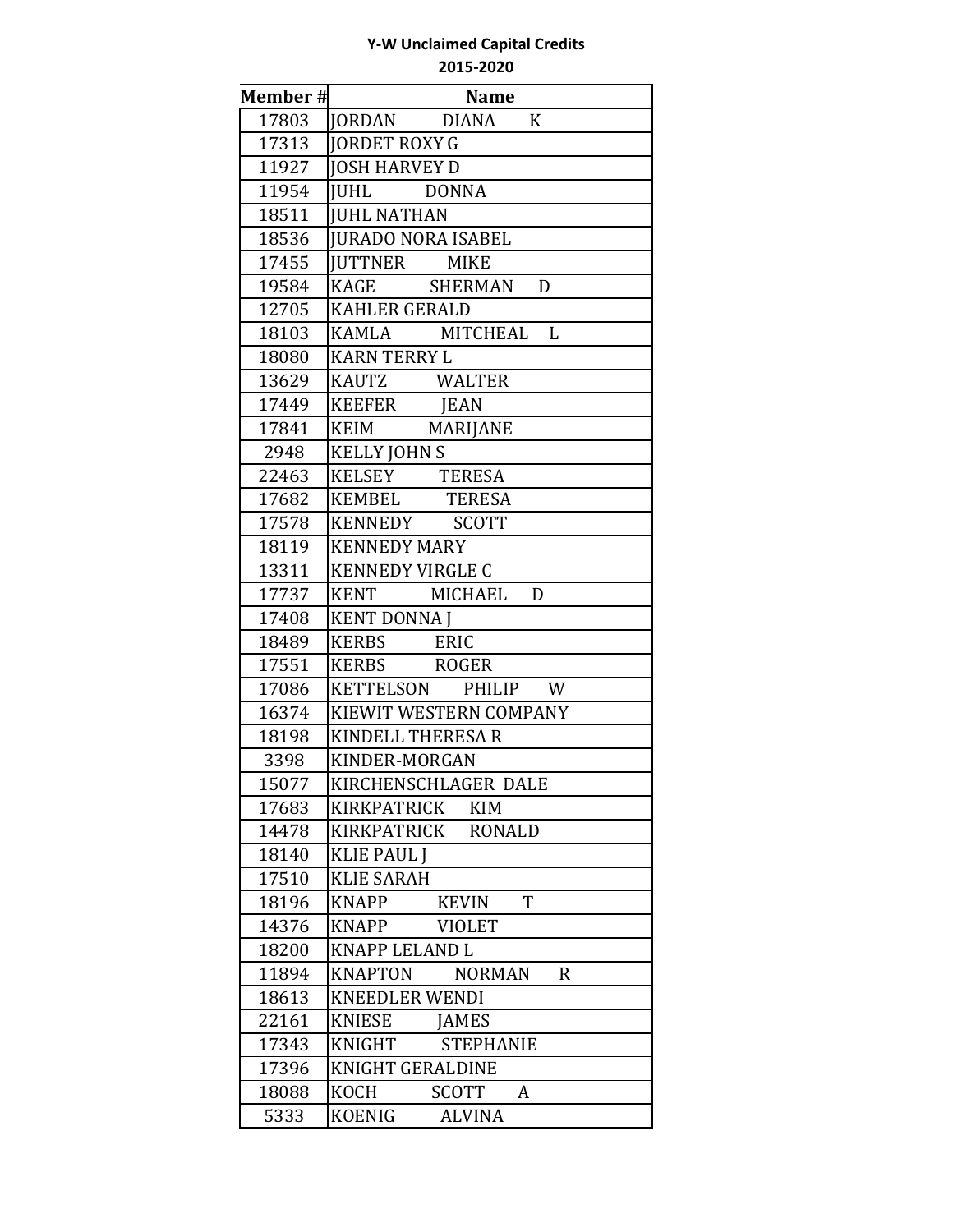**Y-W Unclaimed Capital Credits**

**2015-2020**

| Member # | Name |
|---|---|
| 17803 | JORDAN DIANA K |
| 17313 | JORDET ROXY G |
| 11927 | JOSH HARVEY D |
| 11954 | JUHL DONNA |
| 18511 | JUHL NATHAN |
| 18536 | JURADO NORA ISABEL |
| 17455 | JUTTNER MIKE |
| 19584 | KAGE SHERMAN D |
| 12705 | KAHLER GERALD |
| 18103 | KAMLA MITCHEAL L |
| 18080 | KARN TERRY L |
| 13629 | KAUTZ WALTER |
| 17449 | KEEFER JEAN |
| 17841 | KEIM MARIJANE |
| 2948 | KELLY JOHN S |
| 22463 | KELSEY TERESA |
| 17682 | KEMBEL TERESA |
| 17578 | KENNEDY SCOTT |
| 18119 | KENNEDY MARY |
| 13311 | KENNEDY VIRGLE C |
| 17737 | KENT MICHAEL D |
| 17408 | KENT DONNA J |
| 18489 | KERBS ERIC |
| 17551 | KERBS ROGER |
| 17086 | KETTELSON PHILIP W |
| 16374 | KIEWIT WESTERN COMPANY |
| 18198 | KINDELL THERESA R |
| 3398 | KINDER-MORGAN |
| 15077 | KIRCHENSCHLAGER DALE |
| 17683 | KIRKPATRICK KIM |
| 14478 | KIRKPATRICK RONALD |
| 18140 | KLIE PAUL J |
| 17510 | KLIE SARAH |
| 18196 | KNAPP KEVIN T |
| 14376 | KNAPP VIOLET |
| 18200 | KNAPP LELAND L |
| 11894 | KNAPTON NORMAN R |
| 18613 | KNEEDLER WENDI |
| 22161 | KNIESE JAMES |
| 17343 | KNIGHT STEPHANIE |
| 17396 | KNIGHT GERALDINE |
| 18088 | KOCH SCOTT A |
| 5333 | KOENIG ALVINA |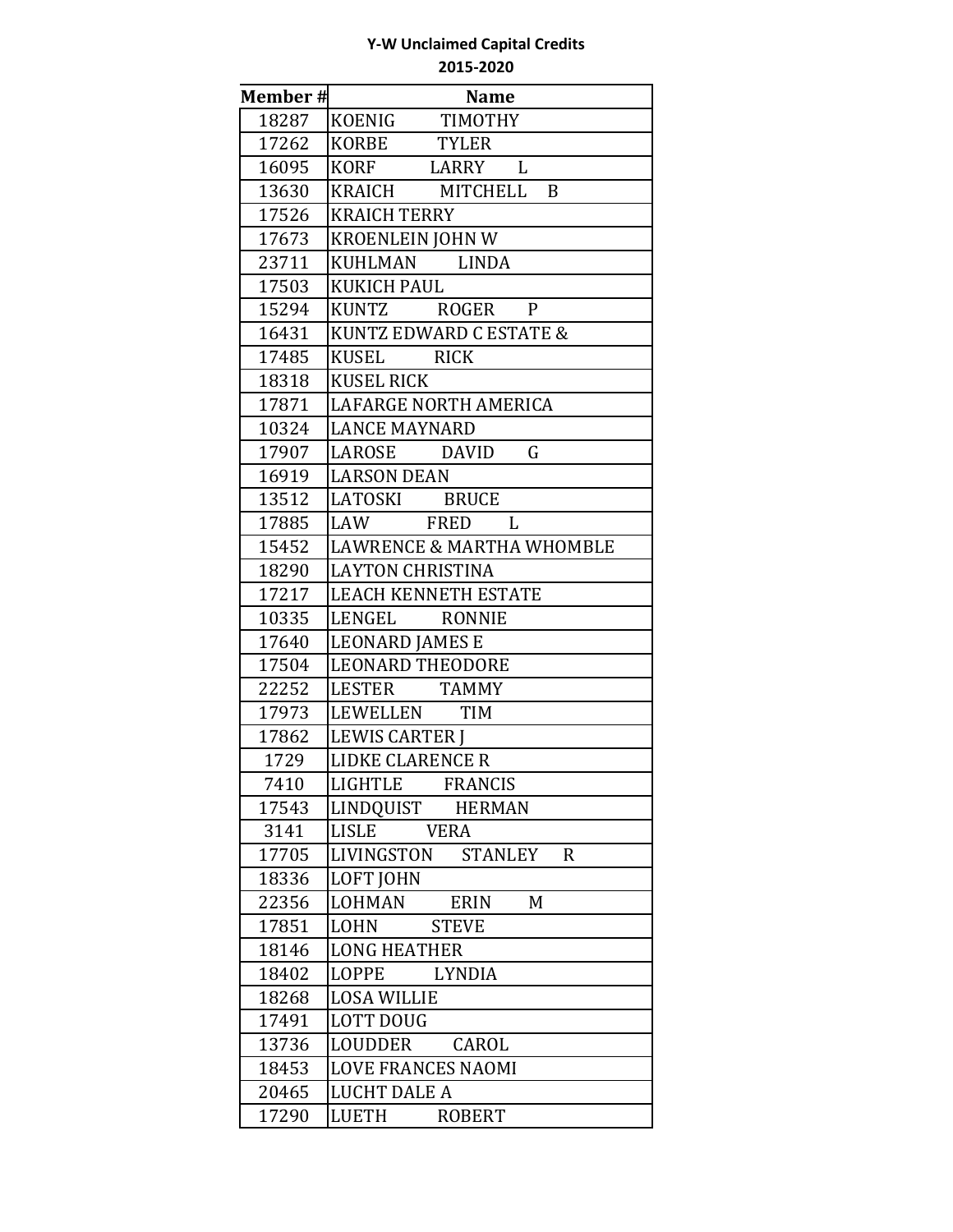**Y-W Unclaimed Capital Credits**

**2015-2020**

| Member # | Name |
|---|---|
| 18287 | KOENIG TIMOTHY |
| 17262 | KORBE TYLER |
| 16095 | KORF LARRY L |
| 13630 | KRAICH MITCHELL B |
| 17526 | KRAICH TERRY |
| 17673 | KROENLEIN JOHN W |
| 23711 | KUHLMAN LINDA |
| 17503 | KUKICH PAUL |
| 15294 | KUNTZ ROGER P |
| 16431 | KUNTZ EDWARD C ESTATE & |
| 17485 | KUSEL RICK |
| 18318 | KUSEL RICK |
| 17871 | LAFARGE NORTH AMERICA |
| 10324 | LANCE MAYNARD |
| 17907 | LAROSE DAVID G |
| 16919 | LARSON DEAN |
| 13512 | LATOSKI BRUCE |
| 17885 | LAW FRED L |
| 15452 | LAWRENCE & MARTHA WHOMBLE |
| 18290 | LAYTON CHRISTINA |
| 17217 | LEACH KENNETH ESTATE |
| 10335 | LENGEL RONNIE |
| 17640 | LEONARD JAMES E |
| 17504 | LEONARD THEODORE |
| 22252 | LESTER TAMMY |
| 17973 | LEWELLEN TIM |
| 17862 | LEWIS CARTER J |
| 1729 | LIDKE CLARENCE R |
| 7410 | LIGHTLE FRANCIS |
| 17543 | LINDQUIST HERMAN |
| 3141 | LISLE VERA |
| 17705 | LIVINGSTON STANLEY R |
| 18336 | LOFT JOHN |
| 22356 | LOHMAN ERIN M |
| 17851 | LOHN STEVE |
| 18146 | LONG HEATHER |
| 18402 | LOPPE LYNDIA |
| 18268 | LOSA WILLIE |
| 17491 | LOTT DOUG |
| 13736 | LOUDDER CAROL |
| 18453 | LOVE FRANCES NAOMI |
| 20465 | LUCHT DALE A |
| 17290 | LUETH ROBERT |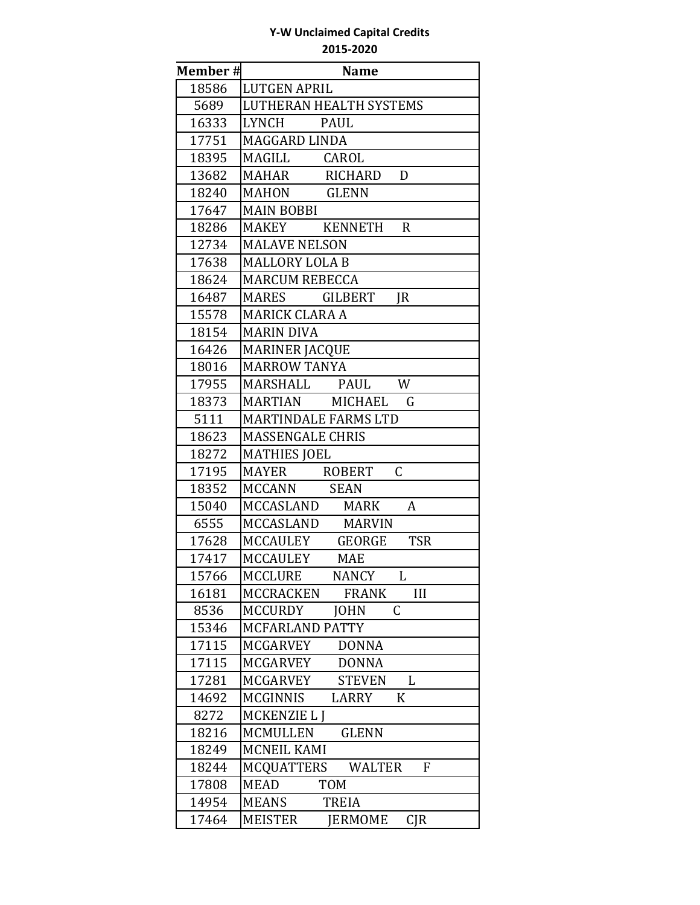**Y-W Unclaimed Capital Credits**
**2015-2020**

| Member # | Name |
|---|---|
| 18586 | LUTGEN APRIL |
| 5689 | LUTHERAN HEALTH SYSTEMS |
| 16333 | LYNCH PAUL |
| 17751 | MAGGARD LINDA |
| 18395 | MAGILL CAROL |
| 13682 | MAHAR RICHARD D |
| 18240 | MAHON GLENN |
| 17647 | MAIN BOBBI |
| 18286 | MAKEY KENNETH R |
| 12734 | MALAVE NELSON |
| 17638 | MALLORY LOLA B |
| 18624 | MARCUM REBECCA |
| 16487 | MARES GILBERT JR |
| 15578 | MARICK CLARA A |
| 18154 | MARIN DIVA |
| 16426 | MARINER JACQUE |
| 18016 | MARROW TANYA |
| 17955 | MARSHALL PAUL W |
| 18373 | MARTIAN MICHAEL G |
| 5111 | MARTINDALE FARMS LTD |
| 18623 | MASSENGALE CHRIS |
| 18272 | MATHIES JOEL |
| 17195 | MAYER ROBERT C |
| 18352 | MCCANN SEAN |
| 15040 | MCCASLAND MARK A |
| 6555 | MCCASLAND MARVIN |
| 17628 | MCCAULEY GEORGE TSR |
| 17417 | MCCAULEY MAE |
| 15766 | MCCLURE NANCY L |
| 16181 | MCCRACKEN FRANK III |
| 8536 | MCCURDY JOHN C |
| 15346 | MCFARLAND PATTY |
| 17115 | MCGARVEY DONNA |
| 17115 | MCGARVEY DONNA |
| 17281 | MCGARVEY STEVEN L |
| 14692 | MCGINNIS LARRY K |
| 8272 | MCKENZIE L J |
| 18216 | MCMULLEN GLENN |
| 18249 | MCNEIL KAMI |
| 18244 | MCQUATTERS WALTER F |
| 17808 | MEAD TOM |
| 14954 | MEANS TREIA |
| 17464 | MEISTER JERMOME CJR |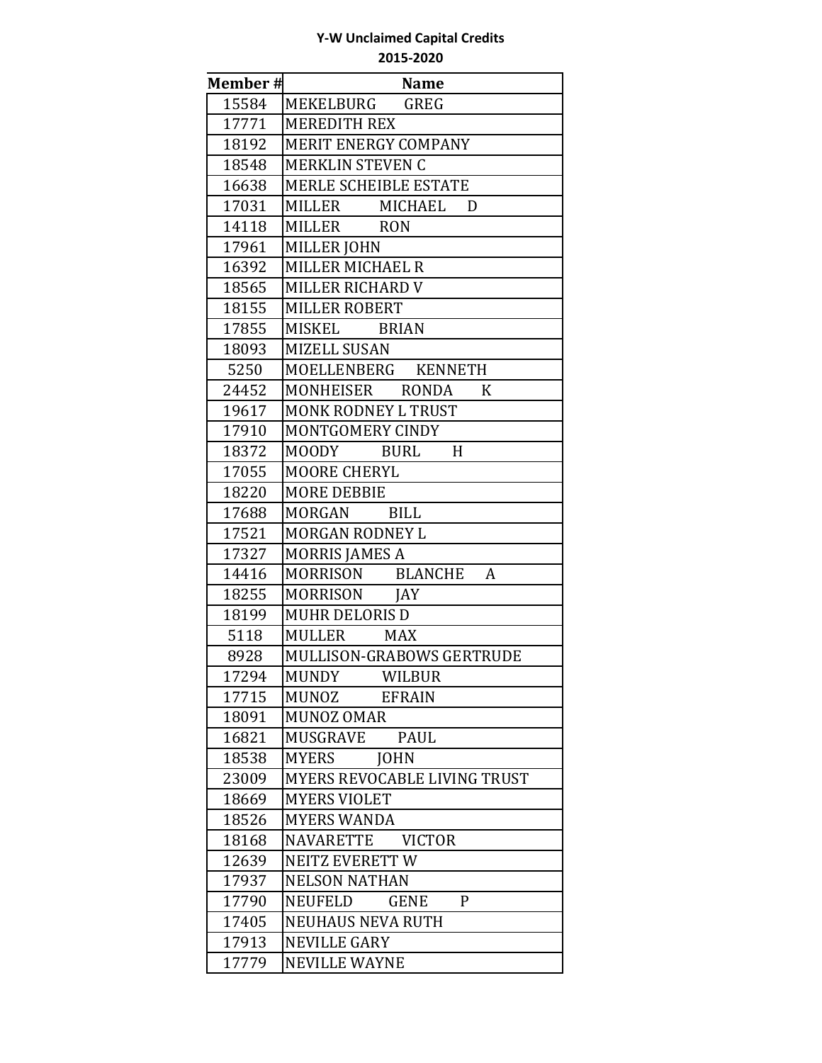**Y-W Unclaimed Capital Credits**

**2015-2020**

| Member # | Name |
|---|---|
| 15584 | MEKELBURG GREG |
| 17771 | MEREDITH REX |
| 18192 | MERIT ENERGY COMPANY |
| 18548 | MERKLIN STEVEN C |
| 16638 | MERLE SCHEIBLE ESTATE |
| 17031 | MILLER MICHAEL D |
| 14118 | MILLER RON |
| 17961 | MILLER JOHN |
| 16392 | MILLER MICHAEL R |
| 18565 | MILLER RICHARD V |
| 18155 | MILLER ROBERT |
| 17855 | MISKEL BRIAN |
| 18093 | MIZELL SUSAN |
| 5250 | MOELLENBERG KENNETH |
| 24452 | MONHEISER RONDA K |
| 19617 | MONK RODNEY L TRUST |
| 17910 | MONTGOMERY CINDY |
| 18372 | MOODY BURL H |
| 17055 | MOORE CHERYL |
| 18220 | MORE DEBBIE |
| 17688 | MORGAN BILL |
| 17521 | MORGAN RODNEY L |
| 17327 | MORRIS JAMES A |
| 14416 | MORRISON BLANCHE A |
| 18255 | MORRISON JAY |
| 18199 | MUHR DELORIS D |
| 5118 | MULLER MAX |
| 8928 | MULLISON-GRABOWS GERTRUDE |
| 17294 | MUNDY WILBUR |
| 17715 | MUNOZ EFRAIN |
| 18091 | MUNOZ OMAR |
| 16821 | MUSGRAVE PAUL |
| 18538 | MYERS JOHN |
| 23009 | MYERS REVOCABLE LIVING TRUST |
| 18669 | MYERS VIOLET |
| 18526 | MYERS WANDA |
| 18168 | NAVARETTE VICTOR |
| 12639 | NEITZ EVERETT W |
| 17937 | NELSON NATHAN |
| 17790 | NEUFELD GENE P |
| 17405 | NEUHAUS NEVA RUTH |
| 17913 | NEVILLE GARY |
| 17779 | NEVILLE WAYNE |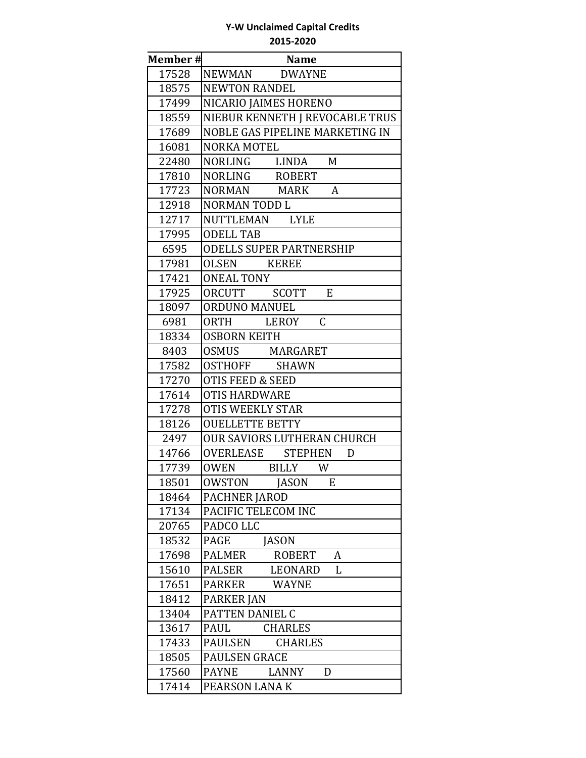**Y-W Unclaimed Capital Credits**

**2015-2020**

| Member # | Name |
|---|---|
| 17528 | NEWMAN DWAYNE |
| 18575 | NEWTON RANDEL |
| 17499 | NICARIO JAIMES HORENO |
| 18559 | NIEBUR KENNETH J REVOCABLE TRUS |
| 17689 | NOBLE GAS PIPELINE MARKETING IN |
| 16081 | NORKA MOTEL |
| 22480 | NORLING LINDA M |
| 17810 | NORLING ROBERT |
| 17723 | NORMAN MARK A |
| 12918 | NORMAN TODD L |
| 12717 | NUTTLEMAN LYLE |
| 17995 | ODELL TAB |
| 6595 | ODELLS SUPER PARTNERSHIP |
| 17981 | OLSEN KEREE |
| 17421 | ONEAL TONY |
| 17925 | ORCUTT SCOTT E |
| 18097 | ORDUNO MANUEL |
| 6981 | ORTH LEROY C |
| 18334 | OSBORN KEITH |
| 8403 | OSMUS MARGARET |
| 17582 | OSTHOFF SHAWN |
| 17270 | OTIS FEED & SEED |
| 17614 | OTIS HARDWARE |
| 17278 | OTIS WEEKLY STAR |
| 18126 | OUELLETTE BETTY |
| 2497 | OUR SAVIORS LUTHERAN CHURCH |
| 14766 | OVERLEASE STEPHEN D |
| 17739 | OWEN BILLY W |
| 18501 | OWSTON JASON E |
| 18464 | PACHNER JAROD |
| 17134 | PACIFIC TELECOM INC |
| 20765 | PADCO LLC |
| 18532 | PAGE JASON |
| 17698 | PALMER ROBERT A |
| 15610 | PALSER LEONARD L |
| 17651 | PARKER WAYNE |
| 18412 | PARKER JAN |
| 13404 | PATTEN DANIEL C |
| 13617 | PAUL CHARLES |
| 17433 | PAULSEN CHARLES |
| 18505 | PAULSEN GRACE |
| 17560 | PAYNE LANNY D |
| 17414 | PEARSON LANA K |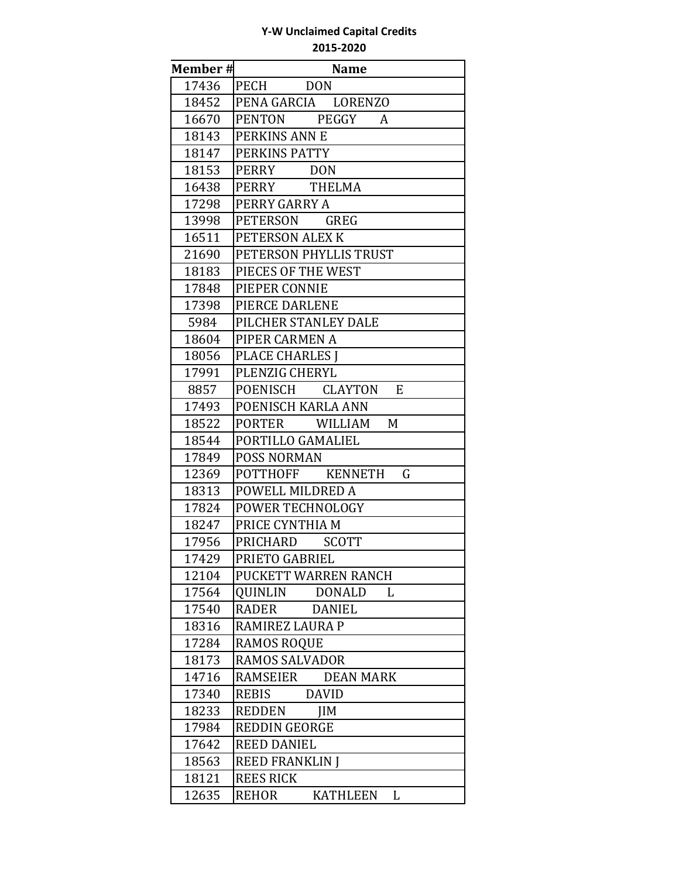**Y-W Unclaimed Capital Credits**

**2015-2020**

| Member # | Name |
|---|---|
| 17436 | PECH DON |
| 18452 | PENA GARCIA LORENZO |
| 16670 | PENTON PEGGY A |
| 18143 | PERKINS ANN E |
| 18147 | PERKINS PATTY |
| 18153 | PERRY DON |
| 16438 | PERRY THELMA |
| 17298 | PERRY GARRY A |
| 13998 | PETERSON GREG |
| 16511 | PETERSON ALEX K |
| 21690 | PETERSON PHYLLIS TRUST |
| 18183 | PIECES OF THE WEST |
| 17848 | PIEPER CONNIE |
| 17398 | PIERCE DARLENE |
| 5984 | PILCHER STANLEY DALE |
| 18604 | PIPER CARMEN A |
| 18056 | PLACE CHARLES J |
| 17991 | PLENZIG CHERYL |
| 8857 | POENISCH CLAYTON E |
| 17493 | POENISCH KARLA ANN |
| 18522 | PORTER WILLIAM M |
| 18544 | PORTILLO GAMALIEL |
| 17849 | POSS NORMAN |
| 12369 | POTTHOFF KENNETH G |
| 18313 | POWELL MILDRED A |
| 17824 | POWER TECHNOLOGY |
| 18247 | PRICE CYNTHIA M |
| 17956 | PRICHARD SCOTT |
| 17429 | PRIETO GABRIEL |
| 12104 | PUCKETT WARREN RANCH |
| 17564 | QUINLIN DONALD L |
| 17540 | RADER DANIEL |
| 18316 | RAMIREZ LAURA P |
| 17284 | RAMOS ROQUE |
| 18173 | RAMOS SALVADOR |
| 14716 | RAMSEIER DEAN MARK |
| 17340 | REBIS DAVID |
| 18233 | REDDEN JIM |
| 17984 | REDDIN GEORGE |
| 17642 | REED DANIEL |
| 18563 | REED FRANKLIN J |
| 18121 | REES RICK |
| 12635 | REHOR KATHLEEN L |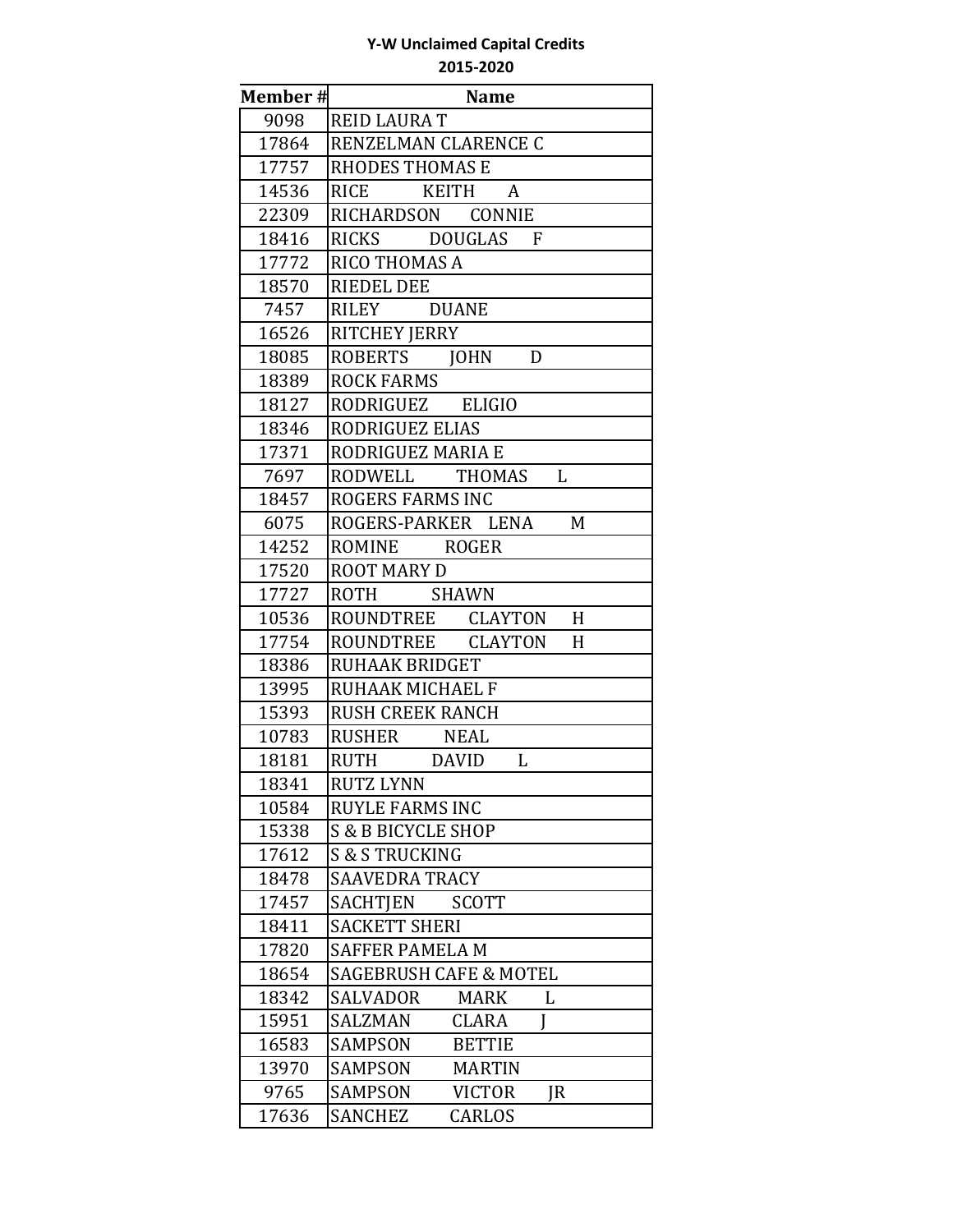**Y-W Unclaimed Capital Credits**
**2015-2020**

| Member # | Name |
|---|---|
| 9098 | REID LAURA T |
| 17864 | RENZELMAN CLARENCE C |
| 17757 | RHODES THOMAS E |
| 14536 | RICE KEITH A |
| 22309 | RICHARDSON CONNIE |
| 18416 | RICKS DOUGLAS F |
| 17772 | RICO THOMAS A |
| 18570 | RIEDEL DEE |
| 7457 | RILEY DUANE |
| 16526 | RITCHEY JERRY |
| 18085 | ROBERTS JOHN D |
| 18389 | ROCK FARMS |
| 18127 | RODRIGUEZ ELIGIO |
| 18346 | RODRIGUEZ ELIAS |
| 17371 | RODRIGUEZ MARIA E |
| 7697 | RODWELL THOMAS L |
| 18457 | ROGERS FARMS INC |
| 6075 | ROGERS-PARKER LENA M |
| 14252 | ROMINE ROGER |
| 17520 | ROOT MARY D |
| 17727 | ROTH SHAWN |
| 10536 | ROUNDTREE CLAYTON H |
| 17754 | ROUNDTREE CLAYTON H |
| 18386 | RUHAAK BRIDGET |
| 13995 | RUHAAK MICHAEL F |
| 15393 | RUSH CREEK RANCH |
| 10783 | RUSHER NEAL |
| 18181 | RUTH DAVID L |
| 18341 | RUTZ LYNN |
| 10584 | RUYLE FARMS INC |
| 15338 | S & B BICYCLE SHOP |
| 17612 | S & S TRUCKING |
| 18478 | SAAVEDRA TRACY |
| 17457 | SACHTJEN SCOTT |
| 18411 | SACKETT SHERI |
| 17820 | SAFFER PAMELA M |
| 18654 | SAGEBRUSH CAFE & MOTEL |
| 18342 | SALVADOR MARK L |
| 15951 | SALZMAN CLARA J |
| 16583 | SAMPSON BETTIE |
| 13970 | SAMPSON MARTIN |
| 9765 | SAMPSON VICTOR JR |
| 17636 | SANCHEZ CARLOS |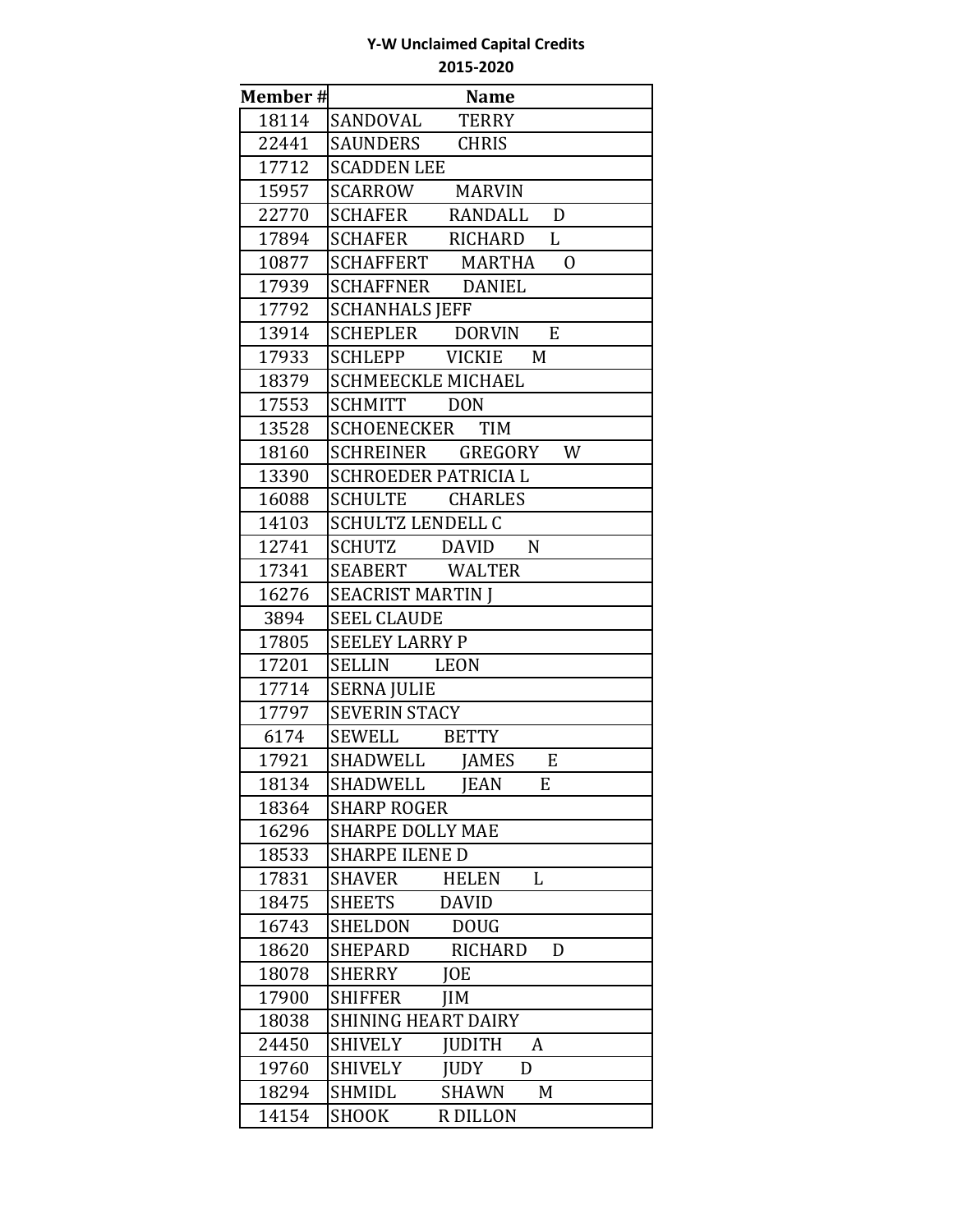**Y-W Unclaimed Capital Credits**

**2015-2020**

| Member # | Name |
|---|---|
| 18114 | SANDOVAL TERRY |
| 22441 | SAUNDERS CHRIS |
| 17712 | SCADDEN LEE |
| 15957 | SCARROW MARVIN |
| 22770 | SCHAFER RANDALL D |
| 17894 | SCHAFER RICHARD L |
| 10877 | SCHAFFERT MARTHA O |
| 17939 | SCHAFFNER DANIEL |
| 17792 | SCHANHALS JEFF |
| 13914 | SCHEPLER DORVIN E |
| 17933 | SCHLEPP VICKIE M |
| 18379 | SCHMEECKLE MICHAEL |
| 17553 | SCHMITT DON |
| 13528 | SCHOENECKER TIM |
| 18160 | SCHREINER GREGORY W |
| 13390 | SCHROEDER PATRICIA L |
| 16088 | SCHULTE CHARLES |
| 14103 | SCHULTZ LENDELL C |
| 12741 | SCHUTZ DAVID N |
| 17341 | SEABERT WALTER |
| 16276 | SEACRIST MARTIN J |
| 3894 | SEEL CLAUDE |
| 17805 | SEELEY LARRY P |
| 17201 | SELLIN LEON |
| 17714 | SERNA JULIE |
| 17797 | SEVERIN STACY |
| 6174 | SEWELL BETTY |
| 17921 | SHADWELL JAMES E |
| 18134 | SHADWELL JEAN E |
| 18364 | SHARP ROGER |
| 16296 | SHARPE DOLLY MAE |
| 18533 | SHARPE ILENE D |
| 17831 | SHAVER HELEN L |
| 18475 | SHEETS DAVID |
| 16743 | SHELDON DOUG |
| 18620 | SHEPARD RICHARD D |
| 18078 | SHERRY JOE |
| 17900 | SHIFFER JIM |
| 18038 | SHINING HEART DAIRY |
| 24450 | SHIVELY JUDITH A |
| 19760 | SHIVELY JUDY D |
| 18294 | SHMIDL SHAWN M |
| 14154 | SHOOK R DILLON |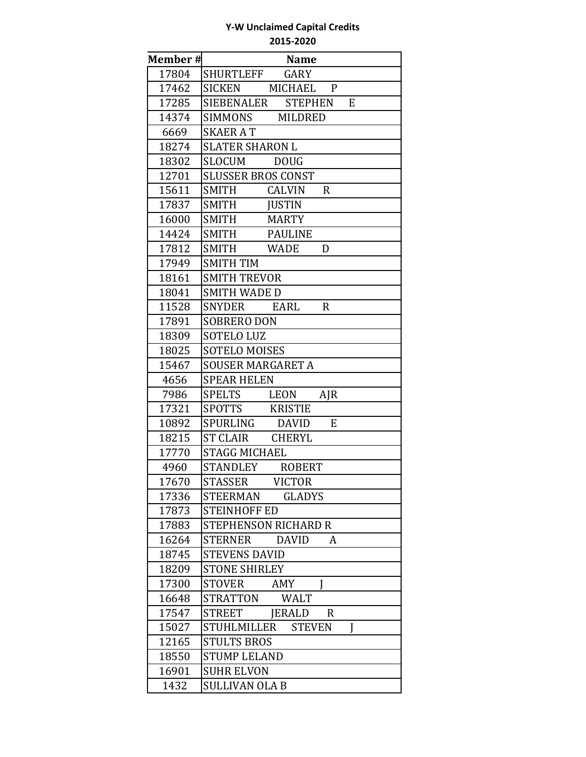**Y-W Unclaimed Capital Credits**

**2015-2020**

| Member # | Name |
|---|---|
| 17804 | SHURTLEFF GARY |
| 17462 | SICKEN MICHAEL P |
| 17285 | SIEBENALER STEPHEN E |
| 14374 | SIMMONS MILDRED |
| 6669 | SKAER A T |
| 18274 | SLATER SHARON L |
| 18302 | SLOCUM DOUG |
| 12701 | SLUSSER BROS CONST |
| 15611 | SMITH CALVIN R |
| 17837 | SMITH JUSTIN |
| 16000 | SMITH MARTY |
| 14424 | SMITH PAULINE |
| 17812 | SMITH WADE D |
| 17949 | SMITH TIM |
| 18161 | SMITH TREVOR |
| 18041 | SMITH WADE D |
| 11528 | SNYDER EARL R |
| 17891 | SOBRERO DON |
| 18309 | SOTELO LUZ |
| 18025 | SOTELO MOISES |
| 15467 | SOUSER MARGARET A |
| 4656 | SPEAR HELEN |
| 7986 | SPELTS LEON AJR |
| 17321 | SPOTTS KRISTIE |
| 10892 | SPURLING DAVID E |
| 18215 | ST CLAIR CHERYL |
| 17770 | STAGG MICHAEL |
| 4960 | STANDLEY ROBERT |
| 17670 | STASSER VICTOR |
| 17336 | STEERMAN GLADYS |
| 17873 | STEINHOFF ED |
| 17883 | STEPHENSON RICHARD R |
| 16264 | STERNER DAVID A |
| 18745 | STEVENS DAVID |
| 18209 | STONE SHIRLEY |
| 17300 | STOVER AMY J |
| 16648 | STRATTON WALT |
| 17547 | STREET JERALD R |
| 15027 | STUHLMILLER STEVEN J |
| 12165 | STULTS BROS |
| 18550 | STUMP LELAND |
| 16901 | SUHR ELVON |
| 1432 | SULLIVAN OLA B |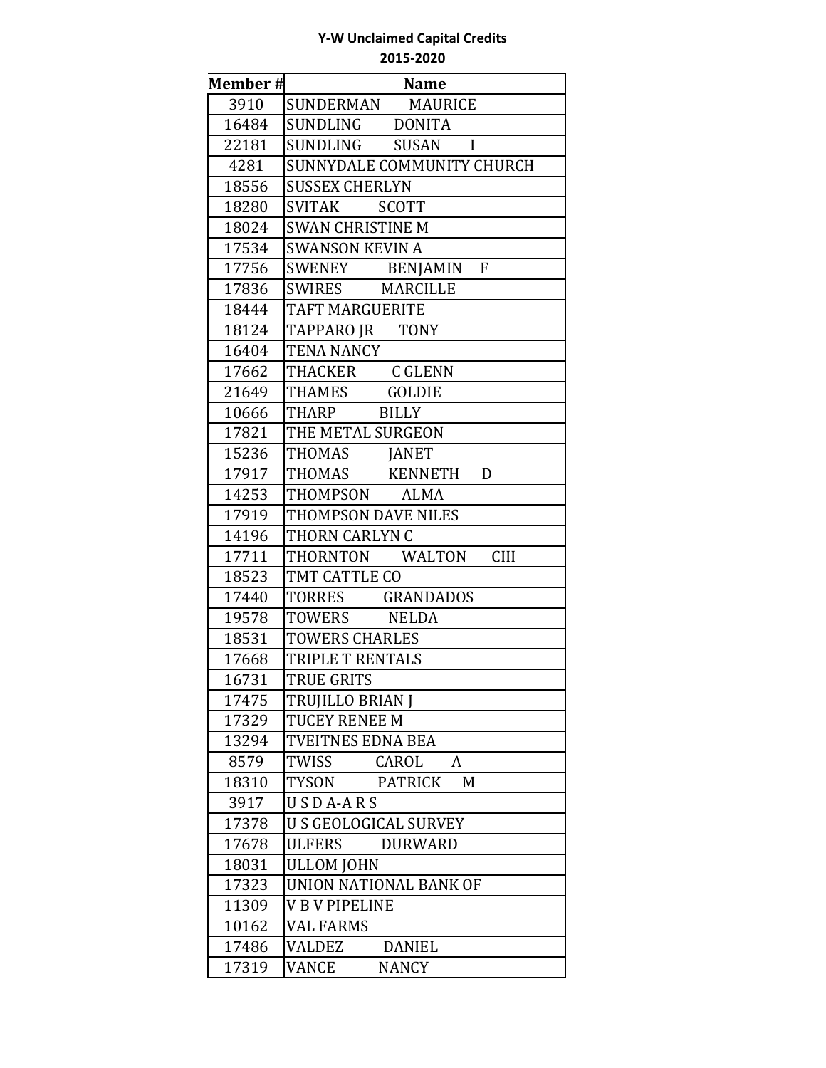**Y-W Unclaimed Capital Credits**

**2015-2020**

| Member # | Name |
|---|---|
| 3910 | SUNDERMAN MAURICE |
| 16484 | SUNDLING DONITA |
| 22181 | SUNDLING SUSAN I |
| 4281 | SUNNYDALE COMMUNITY CHURCH |
| 18556 | SUSSEX CHERLYN |
| 18280 | SVITAK SCOTT |
| 18024 | SWAN CHRISTINE M |
| 17534 | SWANSON KEVIN A |
| 17756 | SWENEY BENJAMIN F |
| 17836 | SWIRES MARCILLE |
| 18444 | TAFT MARGUERITE |
| 18124 | TAPPARO JR TONY |
| 16404 | TENA NANCY |
| 17662 | THACKER C GLENN |
| 21649 | THAMES GOLDIE |
| 10666 | THARP BILLY |
| 17821 | THE METAL SURGEON |
| 15236 | THOMAS JANET |
| 17917 | THOMAS KENNETH D |
| 14253 | THOMPSON ALMA |
| 17919 | THOMPSON DAVE NILES |
| 14196 | THORN CARLYN C |
| 17711 | THORNTON WALTON CIII |
| 18523 | TMT CATTLE CO |
| 17440 | TORRES GRANDADOS |
| 19578 | TOWERS NELDA |
| 18531 | TOWERS CHARLES |
| 17668 | TRIPLE T RENTALS |
| 16731 | TRUE GRITS |
| 17475 | TRUJILLO BRIAN J |
| 17329 | TUCEY RENEE M |
| 13294 | TVEITNES EDNA BEA |
| 8579 | TWISS CAROL A |
| 18310 | TYSON PATRICK M |
| 3917 | U S D A-A R S |
| 17378 | U S GEOLOGICAL SURVEY |
| 17678 | ULFERS DURWARD |
| 18031 | ULLOM JOHN |
| 17323 | UNION NATIONAL BANK OF |
| 11309 | V B V PIPELINE |
| 10162 | VAL FARMS |
| 17486 | VALDEZ DANIEL |
| 17319 | VANCE NANCY |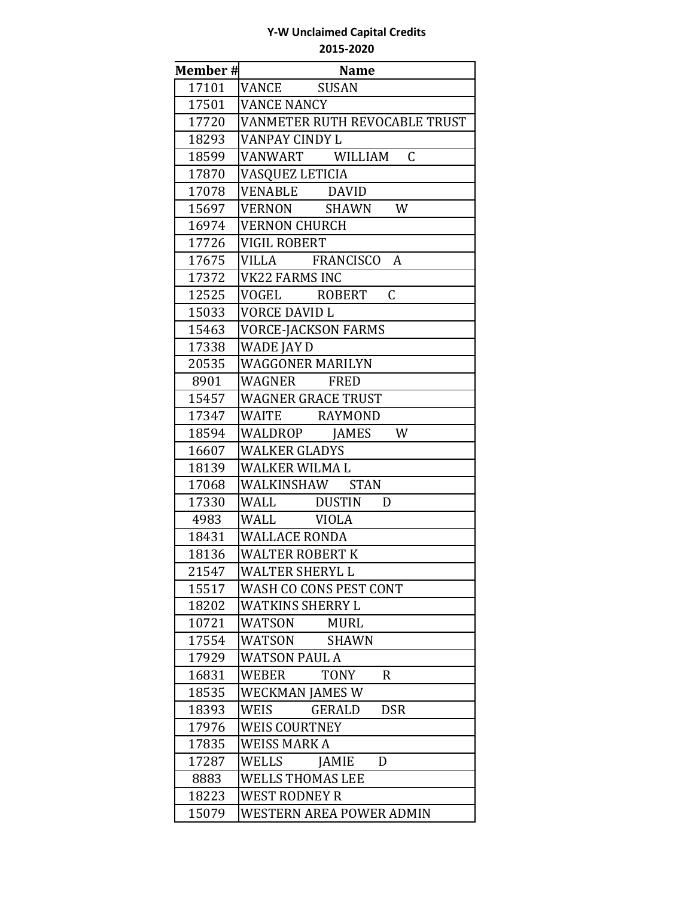**Y-W Unclaimed Capital Credits**

**2015-2020**

| Member # | Name |
|---|---|
| 17101 | VANCE SUSAN |
| 17501 | VANCE NANCY |
| 17720 | VANMETER RUTH REVOCABLE TRUST |
| 18293 | VANPAY CINDY L |
| 18599 | VANWART WILLIAM C |
| 17870 | VASQUEZ LETICIA |
| 17078 | VENABLE DAVID |
| 15697 | VERNON SHAWN W |
| 16974 | VERNON CHURCH |
| 17726 | VIGIL ROBERT |
| 17675 | VILLA FRANCISCO A |
| 17372 | VK22 FARMS INC |
| 12525 | VOGEL ROBERT C |
| 15033 | VORCE DAVID L |
| 15463 | VORCE-JACKSON FARMS |
| 17338 | WADE JAY D |
| 20535 | WAGGONER MARILYN |
| 8901 | WAGNER FRED |
| 15457 | WAGNER GRACE TRUST |
| 17347 | WAITE RAYMOND |
| 18594 | WALDROP JAMES W |
| 16607 | WALKER GLADYS |
| 18139 | WALKER WILMA L |
| 17068 | WALKINSHAW STAN |
| 17330 | WALL DUSTIN D |
| 4983 | WALL VIOLA |
| 18431 | WALLACE RONDA |
| 18136 | WALTER ROBERT K |
| 21547 | WALTER SHERYL L |
| 15517 | WASH CO CONS PEST CONT |
| 18202 | WATKINS SHERRY L |
| 10721 | WATSON MURL |
| 17554 | WATSON SHAWN |
| 17929 | WATSON PAUL A |
| 16831 | WEBER TONY R |
| 18535 | WECKMAN JAMES W |
| 18393 | WEIS GERALD DSR |
| 17976 | WEIS COURTNEY |
| 17835 | WEISS MARK A |
| 17287 | WELLS JAMIE D |
| 8883 | WELLS THOMAS LEE |
| 18223 | WEST RODNEY R |
| 15079 | WESTERN AREA POWER ADMIN |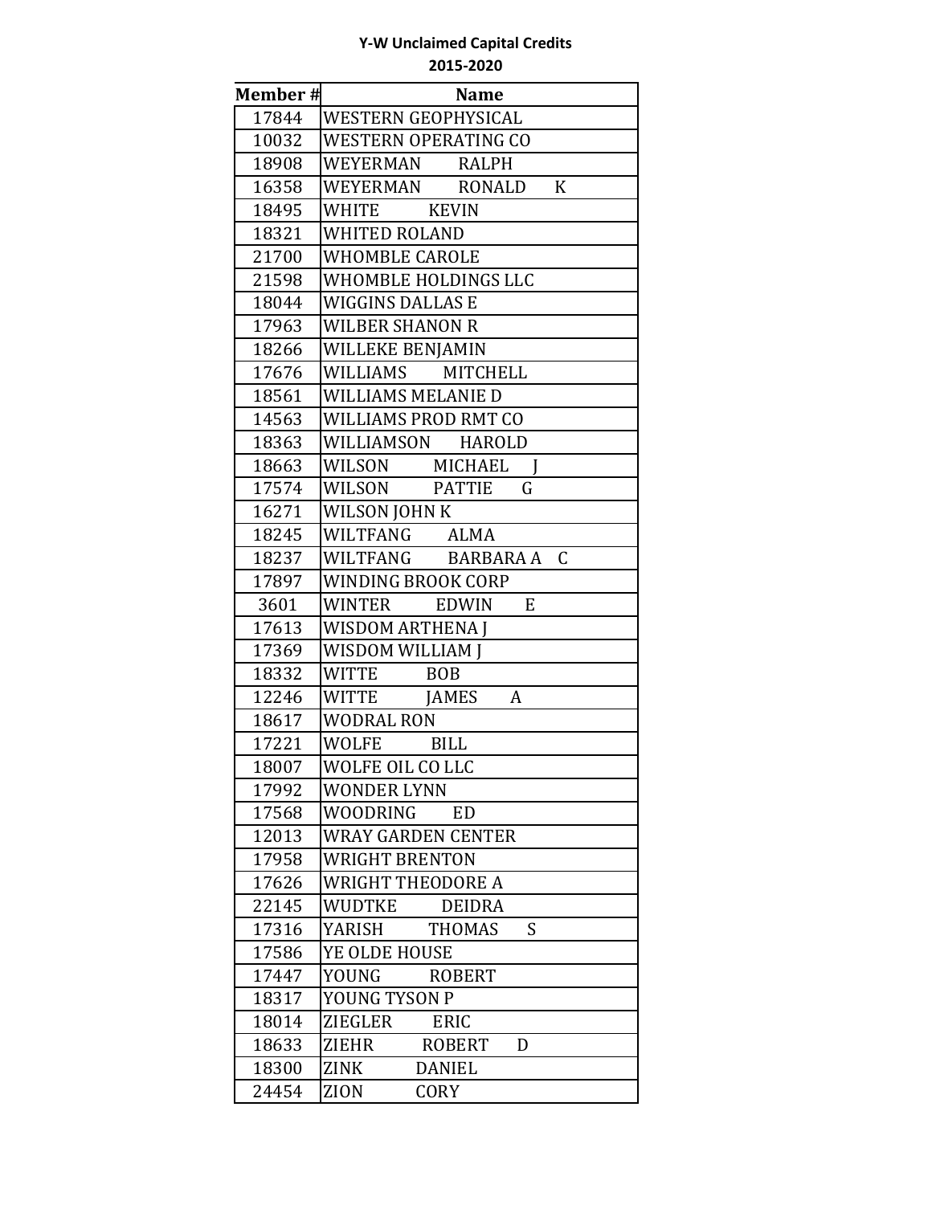**Y-W Unclaimed Capital Credits**
**2015-2020**

| Member # | Name |
|---|---|
| 17844 | WESTERN GEOPHYSICAL |
| 10032 | WESTERN OPERATING CO |
| 18908 | WEYERMAN RALPH |
| 16358 | WEYERMAN RONALD K |
| 18495 | WHITE KEVIN |
| 18321 | WHITED ROLAND |
| 21700 | WHOMBLE CAROLE |
| 21598 | WHOMBLE HOLDINGS LLC |
| 18044 | WIGGINS DALLAS E |
| 17963 | WILBER SHANON R |
| 18266 | WILLEKE BENJAMIN |
| 17676 | WILLIAMS MITCHELL |
| 18561 | WILLIAMS MELANIE D |
| 14563 | WILLIAMS PROD RMT CO |
| 18363 | WILLIAMSON HAROLD |
| 18663 | WILSON MICHAEL J |
| 17574 | WILSON PATTIE G |
| 16271 | WILSON JOHN K |
| 18245 | WILTFANG ALMA |
| 18237 | WILTFANG BARBARA A C |
| 17897 | WINDING BROOK CORP |
| 3601 | WINTER EDWIN E |
| 17613 | WISDOM ARTHENA J |
| 17369 | WISDOM WILLIAM J |
| 18332 | WITTE BOB |
| 12246 | WITTE JAMES A |
| 18617 | WODRAL RON |
| 17221 | WOLFE BILL |
| 18007 | WOLFE OIL CO LLC |
| 17992 | WONDER LYNN |
| 17568 | WOODRING ED |
| 12013 | WRAY GARDEN CENTER |
| 17958 | WRIGHT BRENTON |
| 17626 | WRIGHT THEODORE A |
| 22145 | WUDTKE DEIDRA |
| 17316 | YARISH THOMAS S |
| 17586 | YE OLDE HOUSE |
| 17447 | YOUNG ROBERT |
| 18317 | YOUNG TYSON P |
| 18014 | ZIEGLER ERIC |
| 18633 | ZIEHR ROBERT D |
| 18300 | ZINK DANIEL |
| 24454 | ZION CORY |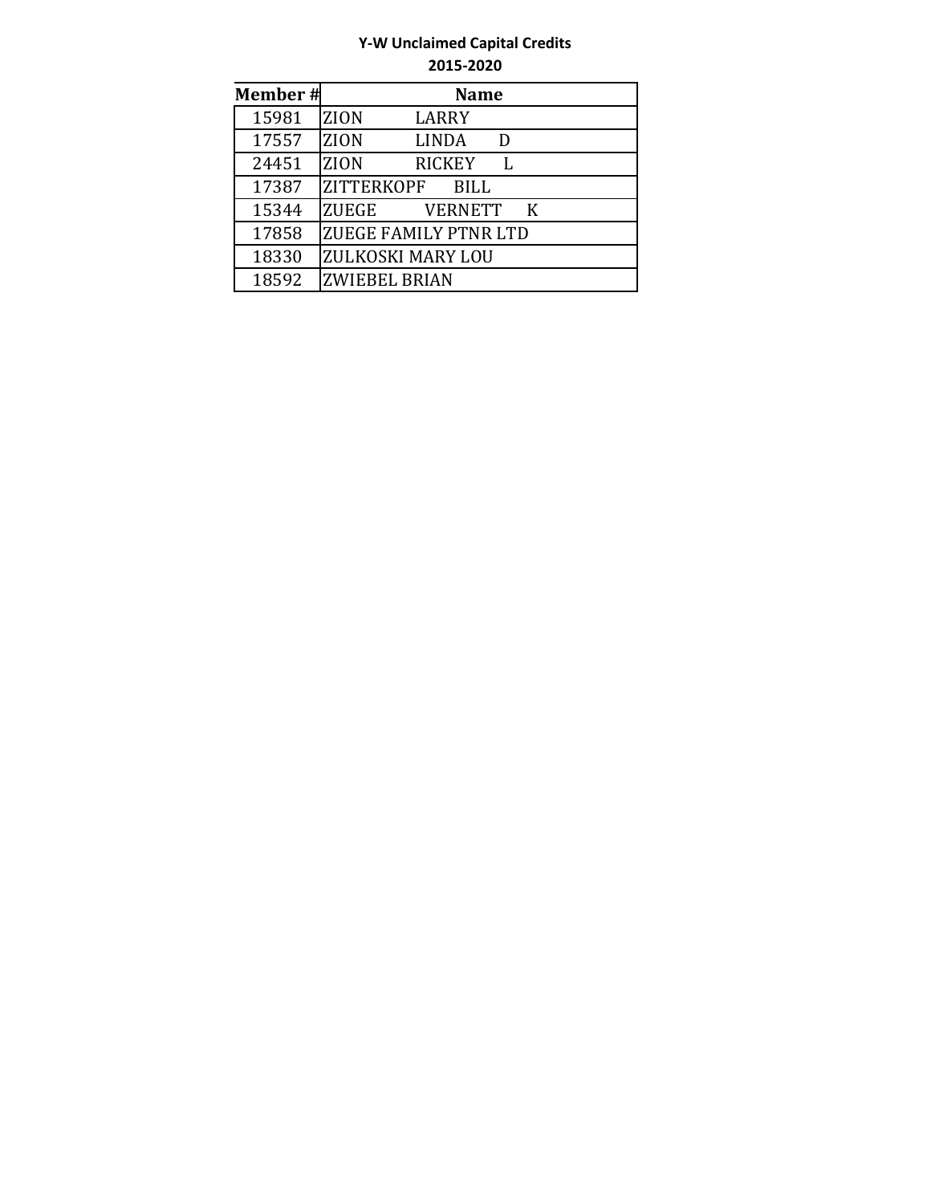**Y-W Unclaimed Capital Credits**

**2015-2020**

| Member # | Name |
|---|---|
| 15981 | ZION LARRY |
| 17557 | ZION LINDA D |
| 24451 | ZION RICKEY L |
| 17387 | ZITTERKOPF BILL |
| 15344 | ZUEGE VERNETT K |
| 17858 | ZUEGE FAMILY PTNR LTD |
| 18330 | ZULKOSKI MARY LOU |
| 18592 | ZWIEBEL BRIAN |